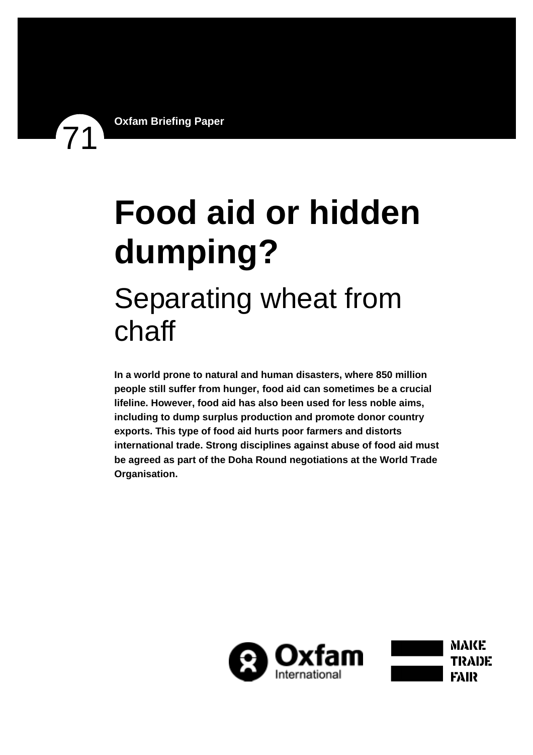71

**Oxfam Briefing Paper**

# Food aid or hidden dumping?

## Separating wheat from chaff

**In a world prone to natural and human disasters, where 850 million people still suffer from hunger, food aid can sometimes be a crucial lifeline. However, food aid has also been used for less noble aims, including to dump surplus production and promote donor country exports. This type of food aid hurts poor farmers and distorts international trade. Strong disciplines against abuse of food aid must be agreed as part of the Doha Round negotiations at the World Trade Organisation.**

Oxfam International

MAKE TRADE FAIR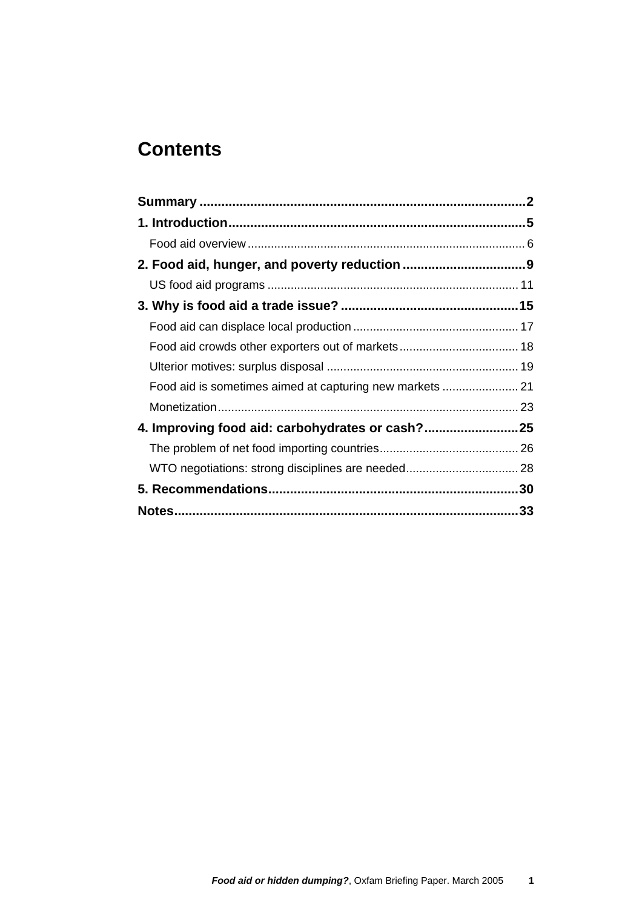# Contents

**Summary** .......................................................................................... **2**

**1. Introduction** ................................................................................... **5**

Food aid overview ................................................................................... 6

**2. Food aid, hunger, and poverty reduction** .................................. **9**

US food aid programs ........................................................................... 11

**3. Why is food aid a trade issue?** ................................................. **15**

Food aid can displace local production .................................................. 17

Food aid crowds other exporters out of markets .................................... 18

Ulterior motives: surplus disposal .......................................................... 19

Food aid is sometimes aimed at capturing new markets ....................... 21

Monetization .......................................................................................... 23

**4. Improving food aid: carbohydrates or cash?** .......................... **25**

The problem of net food importing countries .......................................... 26

WTO negotiations: strong disciplines are needed .................................. 28

**5. Recommendations** ..................................................................... **30**

**Notes** .................................................................................................. **33**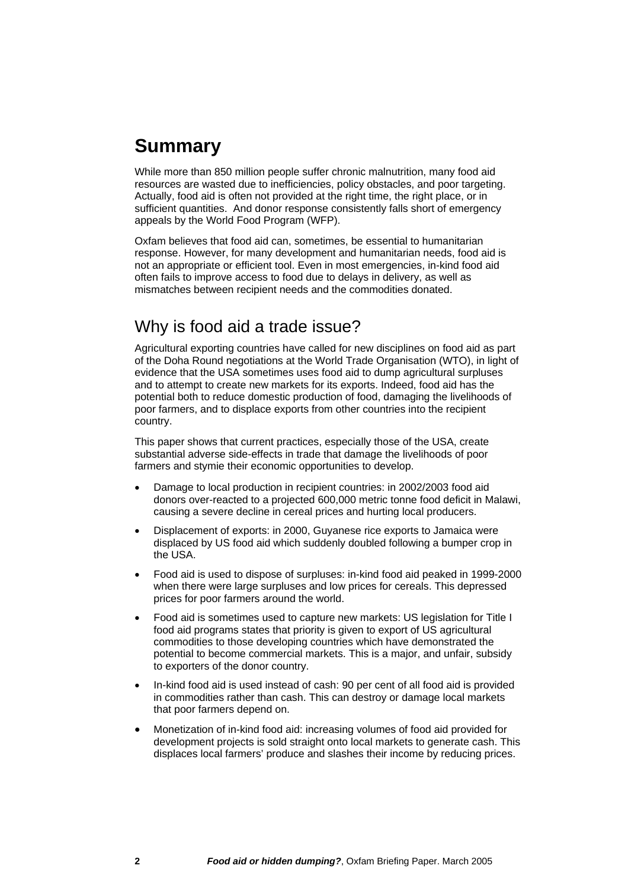# Summary

While more than 850 million people suffer chronic malnutrition, many food aid resources are wasted due to inefficiencies, policy obstacles, and poor targeting. Actually, food aid is often not provided at the right time, the right place, or in sufficient quantities. And donor response consistently falls short of emergency appeals by the World Food Program (WFP).

Oxfam believes that food aid can, sometimes, be essential to humanitarian response. However, for many development and humanitarian needs, food aid is not an appropriate or efficient tool. Even in most emergencies, in-kind food aid often fails to improve access to food due to delays in delivery, as well as mismatches between recipient needs and the commodities donated.

## Why is food aid a trade issue?

Agricultural exporting countries have called for new disciplines on food aid as part of the Doha Round negotiations at the World Trade Organisation (WTO), in light of evidence that the USA sometimes uses food aid to dump agricultural surpluses and to attempt to create new markets for its exports. Indeed, food aid has the potential both to reduce domestic production of food, damaging the livelihoods of poor farmers, and to displace exports from other countries into the recipient country.

This paper shows that current practices, especially those of the USA, create substantial adverse side-effects in trade that damage the livelihoods of poor farmers and stymie their economic opportunities to develop.

- Damage to local production in recipient countries: in 2002/2003 food aid donors over-reacted to a projected 600,000 metric tonne food deficit in Malawi, causing a severe decline in cereal prices and hurting local producers.
- Displacement of exports: in 2000, Guyanese rice exports to Jamaica were displaced by US food aid which suddenly doubled following a bumper crop in the USA.
- Food aid is used to dispose of surpluses: in-kind food aid peaked in 1999-2000 when there were large surpluses and low prices for cereals. This depressed prices for poor farmers around the world.
- Food aid is sometimes used to capture new markets: US legislation for Title I food aid programs states that priority is given to export of US agricultural commodities to those developing countries which have demonstrated the potential to become commercial markets. This is a major, and unfair, subsidy to exporters of the donor country.
- In-kind food aid is used instead of cash: 90 per cent of all food aid is provided in commodities rather than cash. This can destroy or damage local markets that poor farmers depend on.
- Monetization of in-kind food aid: increasing volumes of food aid provided for development projects is sold straight onto local markets to generate cash. This displaces local farmers' produce and slashes their income by reducing prices.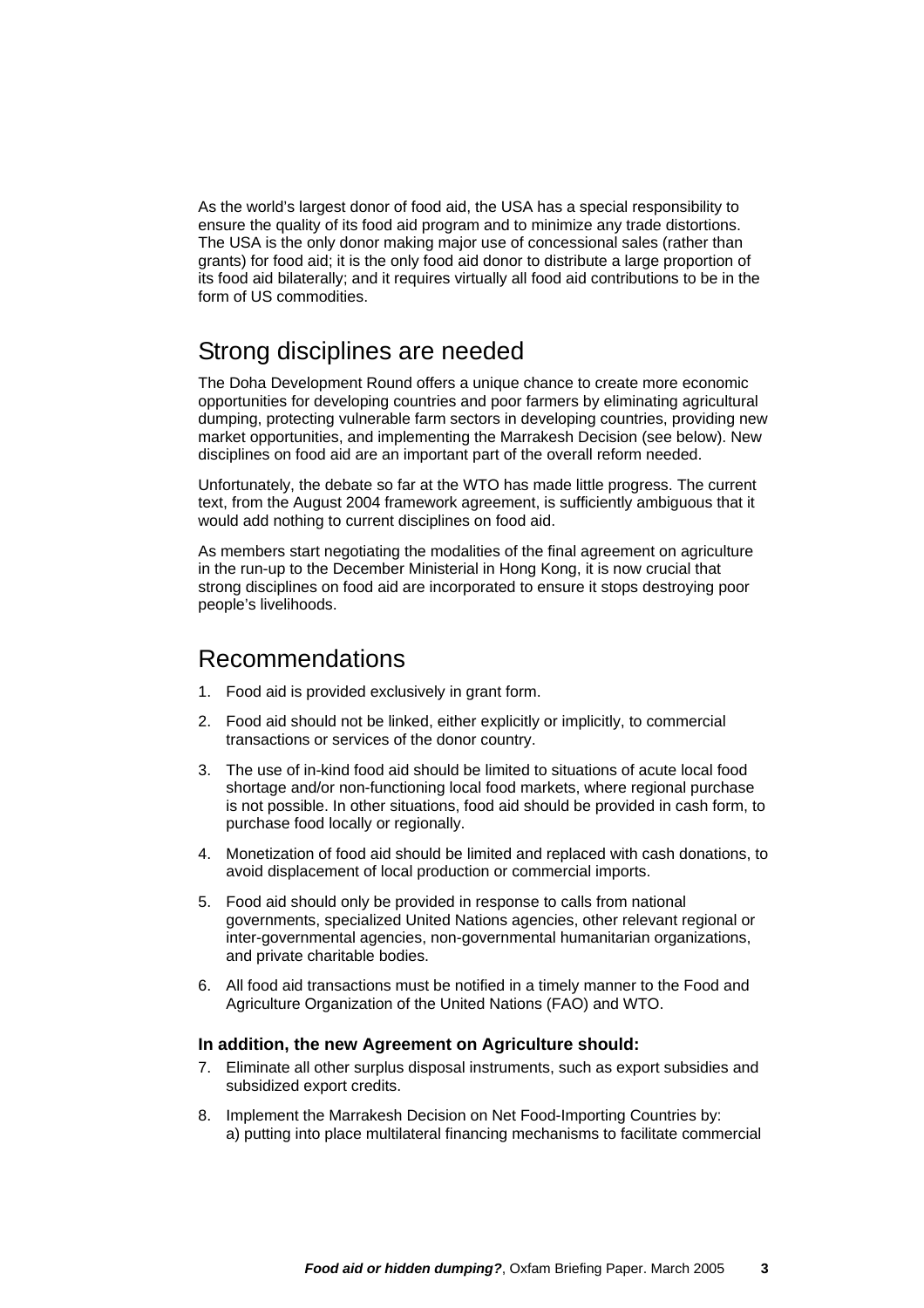As the world's largest donor of food aid, the USA has a special responsibility to ensure the quality of its food aid program and to minimize any trade distortions. The USA is the only donor making major use of concessional sales (rather than grants) for food aid; it is the only food aid donor to distribute a large proportion of its food aid bilaterally; and it requires virtually all food aid contributions to be in the form of US commodities.

## Strong disciplines are needed

The Doha Development Round offers a unique chance to create more economic opportunities for developing countries and poor farmers by eliminating agricultural dumping, protecting vulnerable farm sectors in developing countries, providing new market opportunities, and implementing the Marrakesh Decision (see below). New disciplines on food aid are an important part of the overall reform needed.

Unfortunately, the debate so far at the WTO has made little progress. The current text, from the August 2004 framework agreement, is sufficiently ambiguous that it would add nothing to current disciplines on food aid.

As members start negotiating the modalities of the final agreement on agriculture in the run-up to the December Ministerial in Hong Kong, it is now crucial that strong disciplines on food aid are incorporated to ensure it stops destroying poor people's livelihoods.

## Recommendations

1. Food aid is provided exclusively in grant form.
2. Food aid should not be linked, either explicitly or implicitly, to commercial transactions or services of the donor country.
3. The use of in-kind food aid should be limited to situations of acute local food shortage and/or non-functioning local food markets, where regional purchase is not possible. In other situations, food aid should be provided in cash form, to purchase food locally or regionally.
4. Monetization of food aid should be limited and replaced with cash donations, to avoid displacement of local production or commercial imports.
5. Food aid should only be provided in response to calls from national governments, specialized United Nations agencies, other relevant regional or inter-governmental agencies, non-governmental humanitarian organizations, and private charitable bodies.
6. All food aid transactions must be notified in a timely manner to the Food and Agriculture Organization of the United Nations (FAO) and WTO.

**In addition, the new Agreement on Agriculture should:**

7. Eliminate all other surplus disposal instruments, such as export subsidies and subsidized export credits.
8. Implement the Marrakesh Decision on Net Food-Importing Countries by:
   a) putting into place multilateral financing mechanisms to facilitate commercial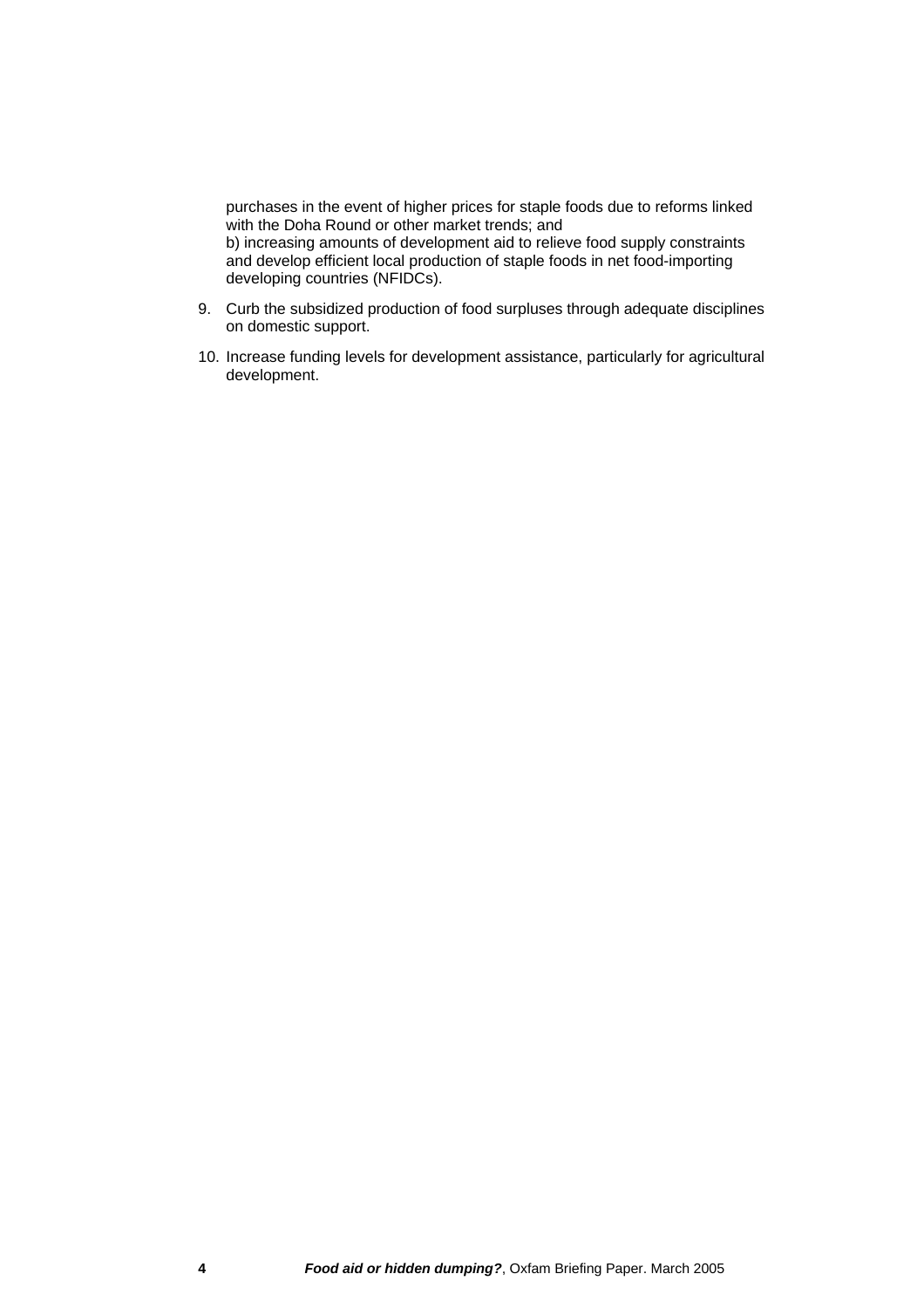purchases in the event of higher prices for staple foods due to reforms linked with the Doha Round or other market trends; and
b) increasing amounts of development aid to relieve food supply constraints and develop efficient local production of staple foods in net food-importing developing countries (NFIDCs).

9. Curb the subsidized production of food surpluses through adequate disciplines on domestic support.
10. Increase funding levels for development assistance, particularly for agricultural development.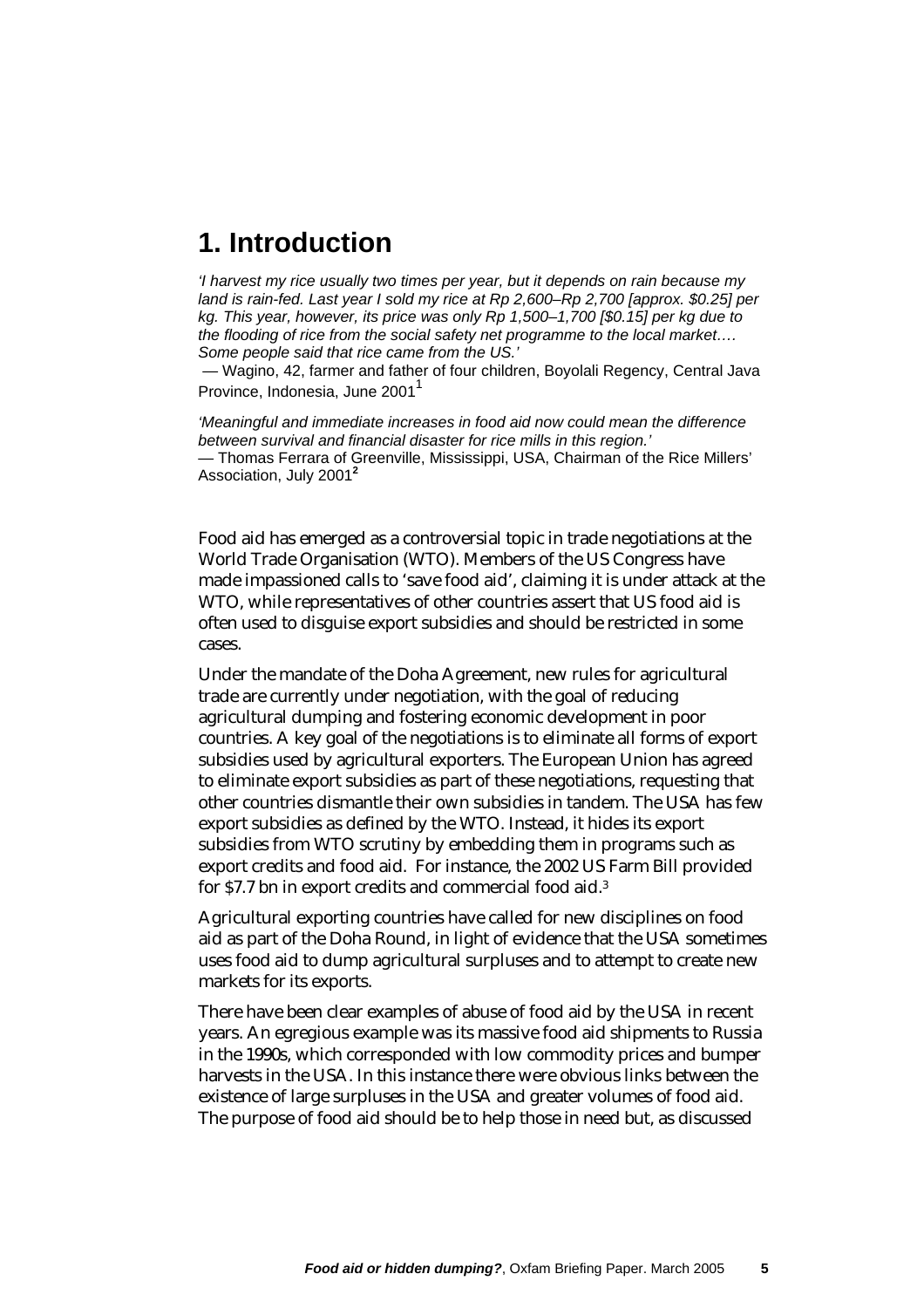# 1. Introduction

*'I harvest my rice usually two times per year, but it depends on rain because my land is rain-fed. Last year I sold my rice at Rp 2,600–Rp 2,700 [approx. $0.25] per kg. This year, however, its price was only Rp 1,500–1,700 [$0.15] per kg due to the flooding of rice from the social safety net programme to the local market…. Some people said that rice came from the US.'*

— Wagino, 42, farmer and father of four children, Boyolali Regency, Central Java Province, Indonesia, June 2001[1]

*'Meaningful and immediate increases in food aid now could mean the difference between survival and financial disaster for rice mills in this region.'*

— Thomas Ferrara of Greenville, Mississippi, USA, Chairman of the Rice Millers' Association, July 2001[2]

Food aid has emerged as a controversial topic in trade negotiations at the World Trade Organisation (WTO). Members of the US Congress have made impassioned calls to 'save food aid', claiming it is under attack at the WTO, while representatives of other countries assert that US food aid is often used to disguise export subsidies and should be restricted in some cases.

Under the mandate of the Doha Agreement, new rules for agricultural trade are currently under negotiation, with the goal of reducing agricultural dumping and fostering economic development in poor countries. A key goal of the negotiations is to eliminate all forms of export subsidies used by agricultural exporters. The European Union has agreed to eliminate export subsidies as part of these negotiations, requesting that other countries dismantle their own subsidies in tandem. The USA has few export subsidies as defined by the WTO. Instead, it hides its export subsidies from WTO scrutiny by embedding them in programs such as export credits and food aid. For instance, the 2002 US Farm Bill provided for $7.7 bn in export credits and commercial food aid.[3]

Agricultural exporting countries have called for new disciplines on food aid as part of the Doha Round, in light of evidence that the USA sometimes uses food aid to dump agricultural surpluses and to attempt to create new markets for its exports.

There have been clear examples of abuse of food aid by the USA in recent years. An egregious example was its massive food aid shipments to Russia in the 1990s, which corresponded with low commodity prices and bumper harvests in the USA. In this instance there were obvious links between the existence of large surpluses in the USA and greater volumes of food aid. The purpose of food aid should be to help those in need but, as discussed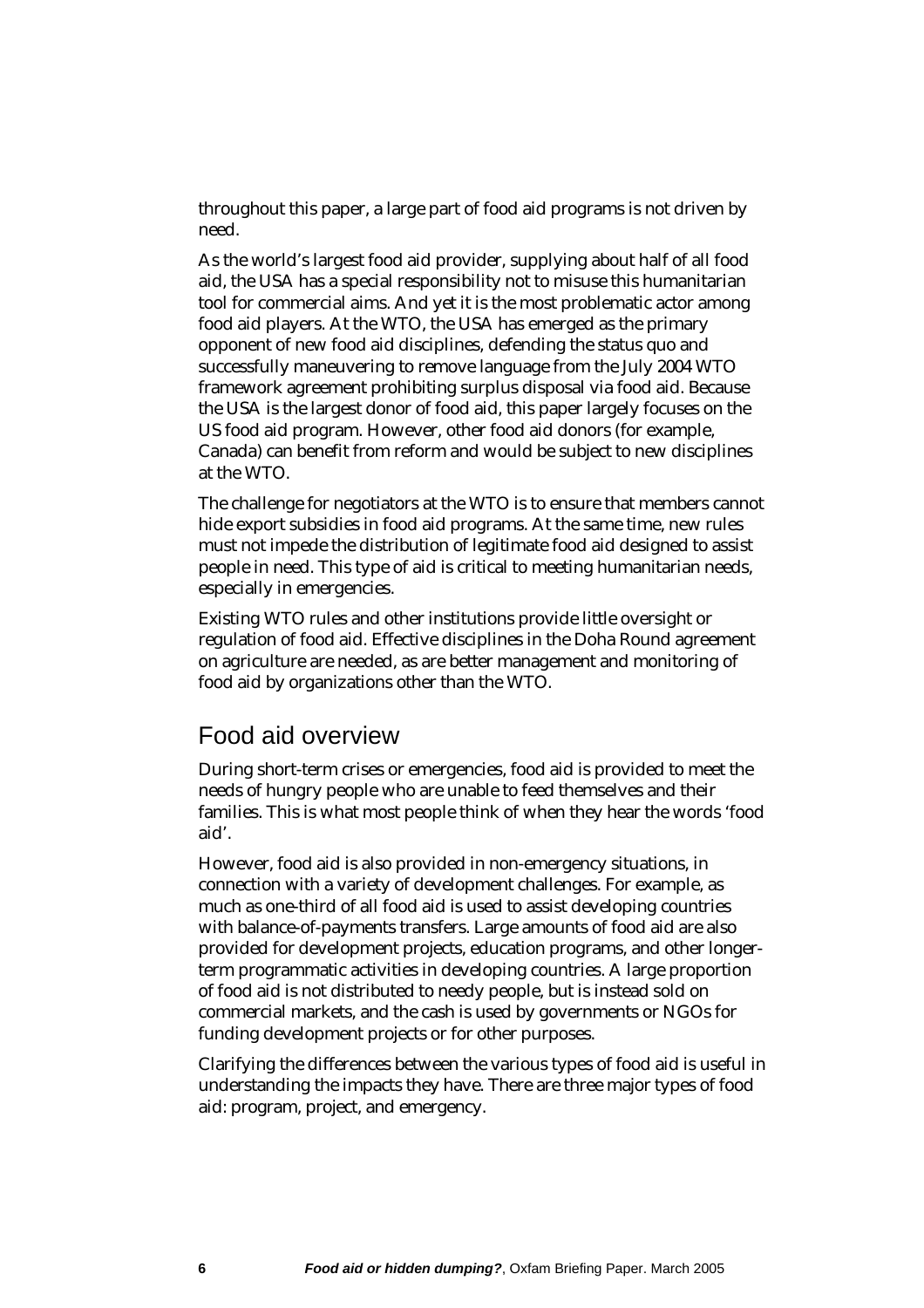throughout this paper, a large part of food aid programs is not driven by need.

As the world's largest food aid provider, supplying about half of all food aid, the USA has a special responsibility not to misuse this humanitarian tool for commercial aims. And yet it is the most problematic actor among food aid players. At the WTO, the USA has emerged as the primary opponent of new food aid disciplines, defending the status quo and successfully maneuvering to remove language from the July 2004 WTO framework agreement prohibiting surplus disposal via food aid. Because the USA is the largest donor of food aid, this paper largely focuses on the US food aid program. However, other food aid donors (for example, Canada) can benefit from reform and would be subject to new disciplines at the WTO.

The challenge for negotiators at the WTO is to ensure that members cannot hide export subsidies in food aid programs. At the same time, new rules must not impede the distribution of legitimate food aid designed to assist people in need. This type of aid is critical to meeting humanitarian needs, especially in emergencies.

Existing WTO rules and other institutions provide little oversight or regulation of food aid. Effective disciplines in the Doha Round agreement on agriculture are needed, as are better management and monitoring of food aid by organizations other than the WTO.

## Food aid overview

During short-term crises or emergencies, food aid is provided to meet the needs of hungry people who are unable to feed themselves and their families. This is what most people think of when they hear the words 'food aid'.

However, food aid is also provided in non-emergency situations, in connection with a variety of development challenges. For example, as much as one-third of all food aid is used to assist developing countries with balance-of-payments transfers. Large amounts of food aid are also provided for development projects, education programs, and other longer-term programmatic activities in developing countries. A large proportion of food aid is not distributed to needy people, but is instead sold on commercial markets, and the cash is used by governments or NGOs for funding development projects or for other purposes.

Clarifying the differences between the various types of food aid is useful in understanding the impacts they have. There are three major types of food aid: program, project, and emergency.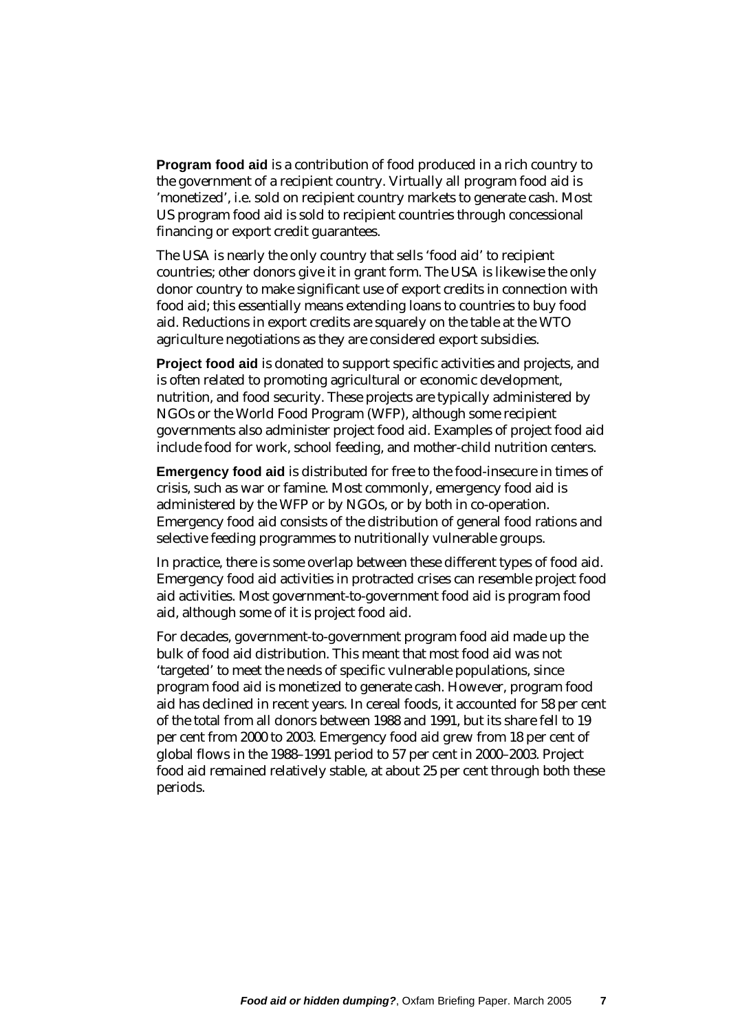**Program food aid** is a contribution of food produced in a rich country to the government of a recipient country. Virtually all program food aid is 'monetized', i.e. sold on recipient country markets to generate cash. Most US program food aid is sold to recipient countries through concessional financing or export credit guarantees.

The USA is nearly the only country that sells 'food aid' to recipient countries; other donors give it in grant form. The USA is likewise the only donor country to make significant use of export credits in connection with food aid; this essentially means extending loans to countries to buy food aid. Reductions in export credits are squarely on the table at the WTO agriculture negotiations as they are considered export subsidies.

**Project food aid** is donated to support specific activities and projects, and is often related to promoting agricultural or economic development, nutrition, and food security. These projects are typically administered by NGOs or the World Food Program (WFP), although some recipient governments also administer project food aid. Examples of project food aid include food for work, school feeding, and mother-child nutrition centers.

**Emergency food aid** is distributed for free to the food-insecure in times of crisis, such as war or famine. Most commonly, emergency food aid is administered by the WFP or by NGOs, or by both in co-operation. Emergency food aid consists of the distribution of general food rations and selective feeding programmes to nutritionally vulnerable groups.

In practice, there is some overlap between these different types of food aid. Emergency food aid activities in protracted crises can resemble project food aid activities. Most government-to-government food aid is program food aid, although some of it is project food aid.

For decades, government-to-government program food aid made up the bulk of food aid distribution. This meant that most food aid was not 'targeted' to meet the needs of specific vulnerable populations, since program food aid is monetized to generate cash. However, program food aid has declined in recent years. In cereal foods, it accounted for 58 per cent of the total from all donors between 1988 and 1991, but its share fell to 19 per cent from 2000 to 2003. Emergency food aid grew from 18 per cent of global flows in the 1988–1991 period to 57 per cent in 2000–2003. Project food aid remained relatively stable, at about 25 per cent through both these periods.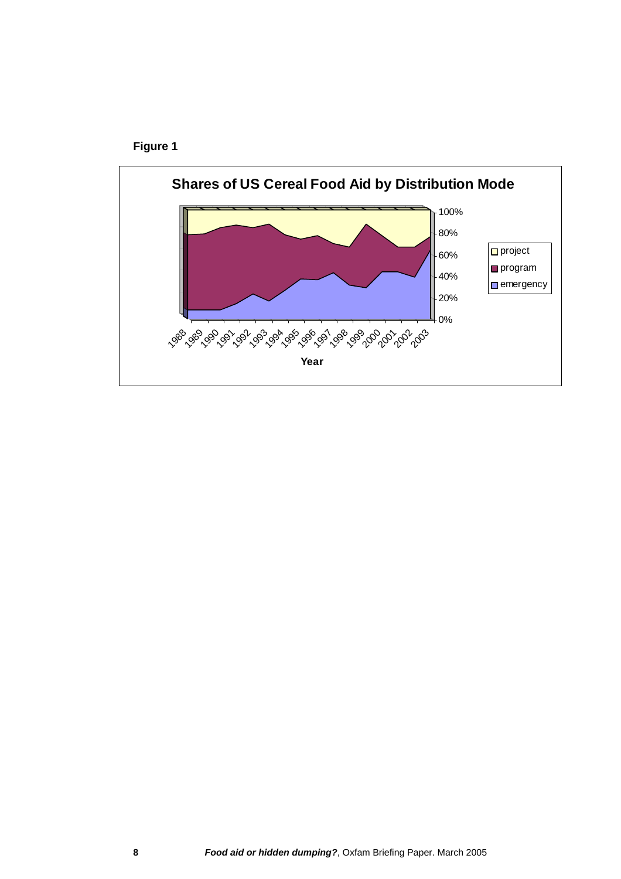**Figure 1**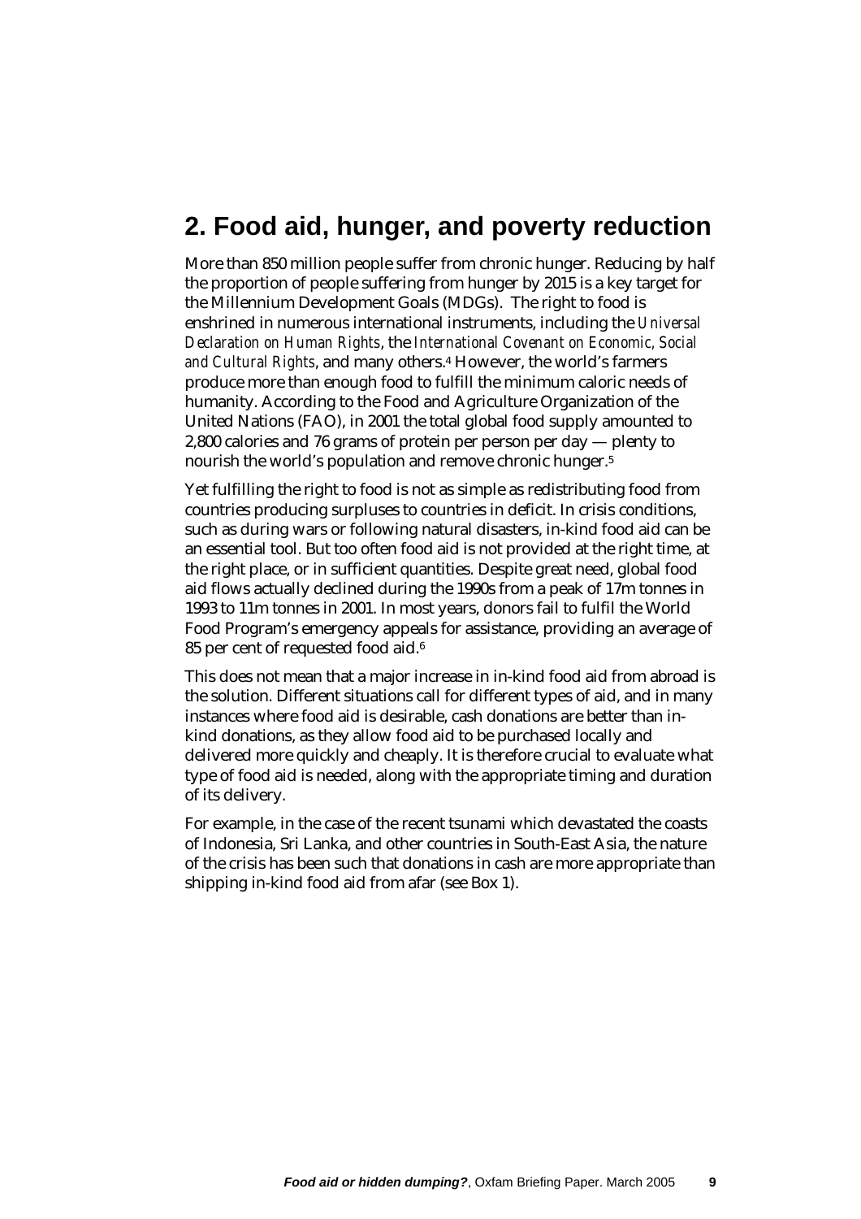## 2. Food aid, hunger, and poverty reduction

More than 850 million people suffer from chronic hunger. Reducing by half the proportion of people suffering from hunger by 2015 is a key target for the Millennium Development Goals (MDGs). The right to food is enshrined in numerous international instruments, including the *Universal Declaration on Human Rights*, the *International Covenant on Economic, Social and Cultural Rights*, and many others.[4] However, the world's farmers produce more than enough food to fulfill the minimum caloric needs of humanity. According to the Food and Agriculture Organization of the United Nations (FAO), in 2001 the total global food supply amounted to 2,800 calories and 76 grams of protein per person per day — plenty to nourish the world's population and remove chronic hunger.[5]

Yet fulfilling the right to food is not as simple as redistributing food from countries producing surpluses to countries in deficit. In crisis conditions, such as during wars or following natural disasters, in-kind food aid can be an essential tool. But too often food aid is not provided at the right time, at the right place, or in sufficient quantities. Despite great need, global food aid flows actually declined during the 1990s from a peak of 17m tonnes in 1993 to 11m tonnes in 2001. In most years, donors fail to fulfil the World Food Program's emergency appeals for assistance, providing an average of 85 per cent of requested food aid.[6]

This does not mean that a major increase in in-kind food aid from abroad is the solution. Different situations call for different types of aid, and in many instances where food aid is desirable, cash donations are better than in-kind donations, as they allow food aid to be purchased locally and delivered more quickly and cheaply. It is therefore crucial to evaluate what type of food aid is needed, along with the appropriate timing and duration of its delivery.

For example, in the case of the recent tsunami which devastated the coasts of Indonesia, Sri Lanka, and other countries in South-East Asia, the nature of the crisis has been such that donations in cash are more appropriate than shipping in-kind food aid from afar (see Box 1).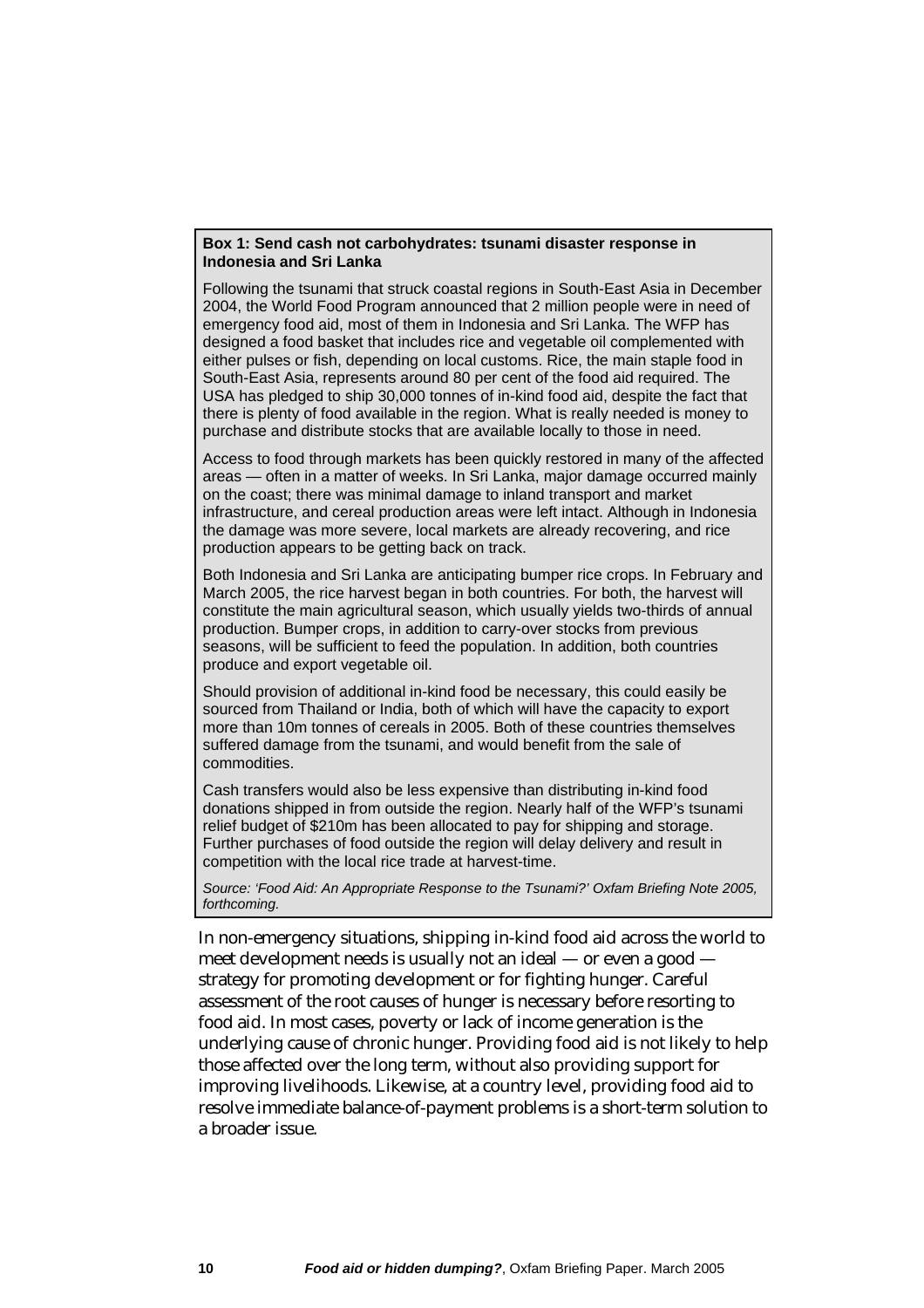**Box 1: Send cash not carbohydrates: tsunami disaster response in Indonesia and Sri Lanka**

Following the tsunami that struck coastal regions in South-East Asia in December 2004, the World Food Program announced that 2 million people were in need of emergency food aid, most of them in Indonesia and Sri Lanka. The WFP has designed a food basket that includes rice and vegetable oil complemented with either pulses or fish, depending on local customs. Rice, the main staple food in South-East Asia, represents around 80 per cent of the food aid required. The USA has pledged to ship 30,000 tonnes of in-kind food aid, despite the fact that there is plenty of food available in the region. What is really needed is money to purchase and distribute stocks that are available locally to those in need.

Access to food through markets has been quickly restored in many of the affected areas — often in a matter of weeks. In Sri Lanka, major damage occurred mainly on the coast; there was minimal damage to inland transport and market infrastructure, and cereal production areas were left intact. Although in Indonesia the damage was more severe, local markets are already recovering, and rice production appears to be getting back on track.

Both Indonesia and Sri Lanka are anticipating bumper rice crops. In February and March 2005, the rice harvest began in both countries. For both, the harvest will constitute the main agricultural season, which usually yields two-thirds of annual production. Bumper crops, in addition to carry-over stocks from previous seasons, will be sufficient to feed the population. In addition, both countries produce and export vegetable oil.

Should provision of additional in-kind food be necessary, this could easily be sourced from Thailand or India, both of which will have the capacity to export more than 10m tonnes of cereals in 2005. Both of these countries themselves suffered damage from the tsunami, and would benefit from the sale of commodities.

Cash transfers would also be less expensive than distributing in-kind food donations shipped in from outside the region. Nearly half of the WFP's tsunami relief budget of $210m has been allocated to pay for shipping and storage. Further purchases of food outside the region will delay delivery and result in competition with the local rice trade at harvest-time.

*Source: 'Food Aid: An Appropriate Response to the Tsunami?' Oxfam Briefing Note 2005, forthcoming.*

In non-emergency situations, shipping in-kind food aid across the world to meet development needs is usually not an ideal — or even a good — strategy for promoting development or for fighting hunger. Careful assessment of the root causes of hunger is necessary before resorting to food aid. In most cases, poverty or lack of income generation is the underlying cause of chronic hunger. Providing food aid is not likely to help those affected over the long term, without also providing support for improving livelihoods. Likewise, at a country level, providing food aid to resolve immediate balance-of-payment problems is a short-term solution to a broader issue.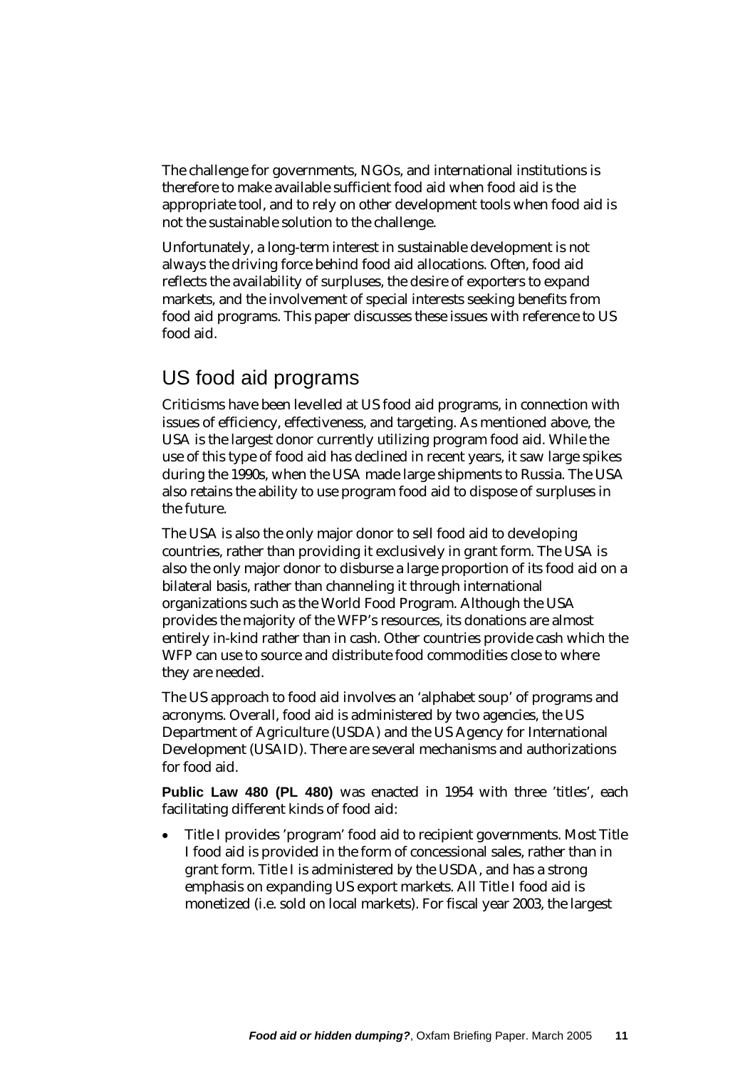The challenge for governments, NGOs, and international institutions is therefore to make available sufficient food aid when food aid is the appropriate tool, and to rely on other development tools when food aid is not the sustainable solution to the challenge.

Unfortunately, a long-term interest in sustainable development is not always the driving force behind food aid allocations. Often, food aid reflects the availability of surpluses, the desire of exporters to expand markets, and the involvement of special interests seeking benefits from food aid programs. This paper discusses these issues with reference to US food aid.

## US food aid programs

Criticisms have been levelled at US food aid programs, in connection with issues of efficiency, effectiveness, and targeting. As mentioned above, the USA is the largest donor currently utilizing program food aid. While the use of this type of food aid has declined in recent years, it saw large spikes during the 1990s, when the USA made large shipments to Russia. The USA also retains the ability to use program food aid to dispose of surpluses in the future.

The USA is also the only major donor to sell food aid to developing countries, rather than providing it exclusively in grant form. The USA is also the only major donor to disburse a large proportion of its food aid on a bilateral basis, rather than channeling it through international organizations such as the World Food Program. Although the USA provides the majority of the WFP's resources, its donations are almost entirely in-kind rather than in cash. Other countries provide cash which the WFP can use to source and distribute food commodities close to where they are needed.

The US approach to food aid involves an 'alphabet soup' of programs and acronyms. Overall, food aid is administered by two agencies, the US Department of Agriculture (USDA) and the US Agency for International Development (USAID). There are several mechanisms and authorizations for food aid.

**Public Law 480 (PL 480)** was enacted in 1954 with three 'titles', each facilitating different kinds of food aid:

- Title I provides 'program' food aid to recipient governments. Most Title I food aid is provided in the form of concessional sales, rather than in grant form. Title I is administered by the USDA, and has a strong emphasis on expanding US export markets. All Title I food aid is monetized (i.e. sold on local markets). For fiscal year 2003, the largest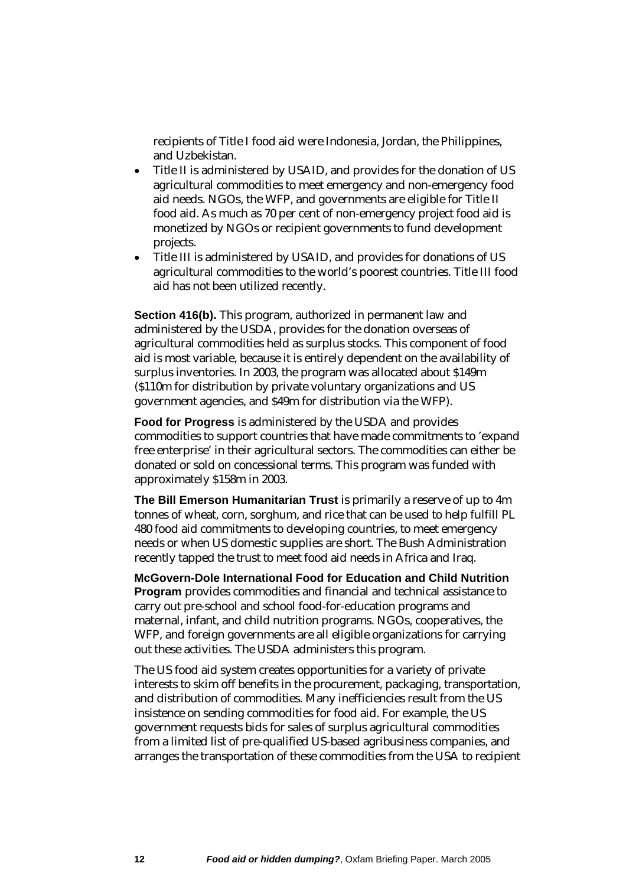recipients of Title I food aid were Indonesia, Jordan, the Philippines, and Uzbekistan.

- Title II is administered by USAID, and provides for the donation of US agricultural commodities to meet emergency and non-emergency food aid needs. NGOs, the WFP, and governments are eligible for Title II food aid. As much as 70 per cent of non-emergency project food aid is monetized by NGOs or recipient governments to fund development projects.
- Title III is administered by USAID, and provides for donations of US agricultural commodities to the world's poorest countries. Title III food aid has not been utilized recently.

**Section 416(b).** This program, authorized in permanent law and administered by the USDA, provides for the donation overseas of agricultural commodities held as surplus stocks. This component of food aid is most variable, because it is entirely dependent on the availability of surplus inventories. In 2003, the program was allocated about $149m ($110m for distribution by private voluntary organizations and US government agencies, and $49m for distribution via the WFP).

**Food for Progress** is administered by the USDA and provides commodities to support countries that have made commitments to 'expand free enterprise' in their agricultural sectors. The commodities can either be donated or sold on concessional terms. This program was funded with approximately $158m in 2003.

**The Bill Emerson Humanitarian Trust** is primarily a reserve of up to 4m tonnes of wheat, corn, sorghum, and rice that can be used to help fulfill PL 480 food aid commitments to developing countries, to meet emergency needs or when US domestic supplies are short. The Bush Administration recently tapped the trust to meet food aid needs in Africa and Iraq.

**McGovern-Dole International Food for Education and Child Nutrition Program** provides commodities and financial and technical assistance to carry out pre-school and school food-for-education programs and maternal, infant, and child nutrition programs. NGOs, cooperatives, the WFP, and foreign governments are all eligible organizations for carrying out these activities. The USDA administers this program.

The US food aid system creates opportunities for a variety of private interests to skim off benefits in the procurement, packaging, transportation, and distribution of commodities. Many inefficiencies result from the US insistence on sending commodities for food aid. For example, the US government requests bids for sales of surplus agricultural commodities from a limited list of pre-qualified US-based agribusiness companies, and arranges the transportation of these commodities from the USA to recipient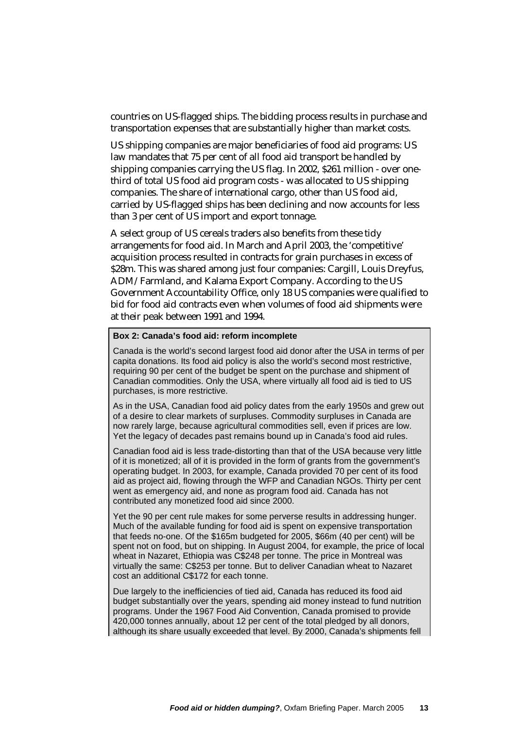countries on US-flagged ships. The bidding process results in purchase and transportation expenses that are substantially higher than market costs.

US shipping companies are major beneficiaries of food aid programs: US law mandates that 75 per cent of all food aid transport be handled by shipping companies carrying the US flag. In 2002, $261 million - over one-third of total US food aid program costs - was allocated to US shipping companies. The share of international cargo, other than US food aid, carried by US-flagged ships has been declining and now accounts for less than 3 per cent of US import and export tonnage.

A select group of US cereals traders also benefits from these tidy arrangements for food aid. In March and April 2003, the 'competitive' acquisition process resulted in contracts for grain purchases in excess of $28m. This was shared among just four companies: Cargill, Louis Dreyfus, ADM/Farmland, and Kalama Export Company. According to the US Government Accountability Office, only 18 US companies were qualified to bid for food aid contracts even when volumes of food aid shipments were at their peak between 1991 and 1994.

**Box 2: Canada's food aid: reform incomplete**

Canada is the world's second largest food aid donor after the USA in terms of per capita donations. Its food aid policy is also the world's second most restrictive, requiring 90 per cent of the budget be spent on the purchase and shipment of Canadian commodities. Only the USA, where virtually all food aid is tied to US purchases, is more restrictive.

As in the USA, Canadian food aid policy dates from the early 1950s and grew out of a desire to clear markets of surpluses. Commodity surpluses in Canada are now rarely large, because agricultural commodities sell, even if prices are low. Yet the legacy of decades past remains bound up in Canada's food aid rules.

Canadian food aid is less trade-distorting than that of the USA because very little of it is monetized; all of it is provided in the form of grants from the government's operating budget. In 2003, for example, Canada provided 70 per cent of its food aid as project aid, flowing through the WFP and Canadian NGOs. Thirty per cent went as emergency aid, and none as program food aid. Canada has not contributed any monetized food aid since 2000.

Yet the 90 per cent rule makes for some perverse results in addressing hunger. Much of the available funding for food aid is spent on expensive transportation that feeds no-one. Of the $165m budgeted for 2005, $66m (40 per cent) will be spent not on food, but on shipping. In August 2004, for example, the price of local wheat in Nazaret, Ethiopia was C$248 per tonne. The price in Montreal was virtually the same: C$253 per tonne. But to deliver Canadian wheat to Nazaret cost an additional C$172 for each tonne.

Due largely to the inefficiencies of tied aid, Canada has reduced its food aid budget substantially over the years, spending aid money instead to fund nutrition programs. Under the 1967 Food Aid Convention, Canada promised to provide 420,000 tonnes annually, about 12 per cent of the total pledged by all donors, although its share usually exceeded that level. By 2000, Canada's shipments fell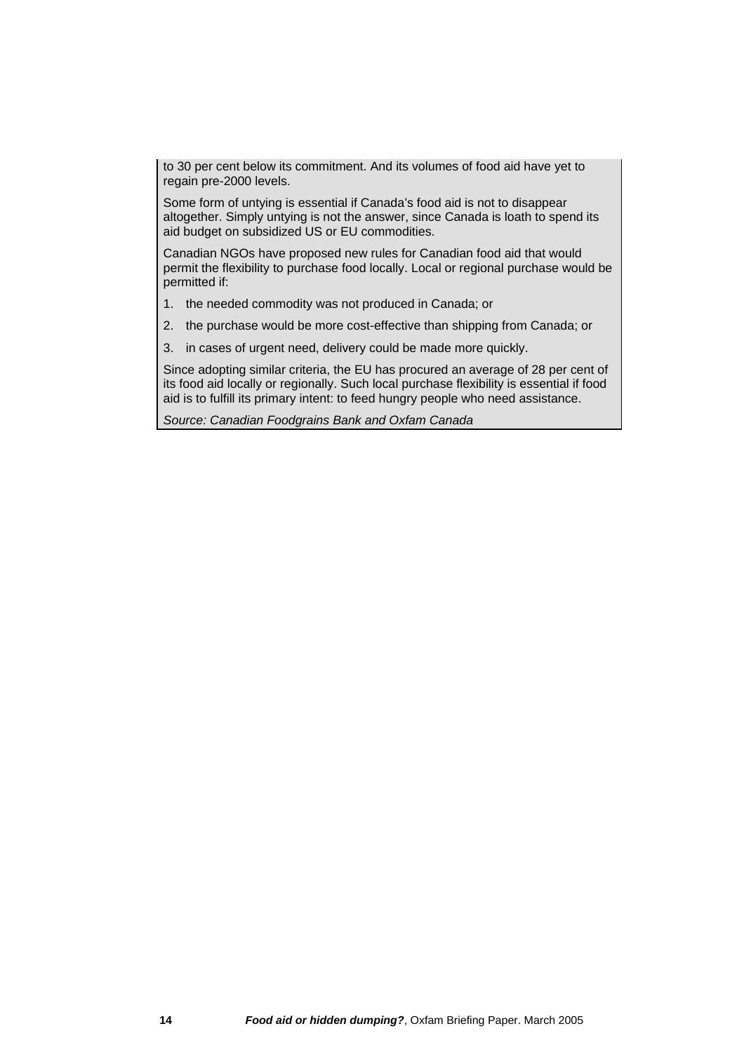to 30 per cent below its commitment. And its volumes of food aid have yet to regain pre-2000 levels.

Some form of untying is essential if Canada's food aid is not to disappear altogether. Simply untying is not the answer, since Canada is loath to spend its aid budget on subsidized US or EU commodities.

Canadian NGOs have proposed new rules for Canadian food aid that would permit the flexibility to purchase food locally. Local or regional purchase would be permitted if:

1. the needed commodity was not produced in Canada; or
2. the purchase would be more cost-effective than shipping from Canada; or
3. in cases of urgent need, delivery could be made more quickly.

Since adopting similar criteria, the EU has procured an average of 28 per cent of its food aid locally or regionally. Such local purchase flexibility is essential if food aid is to fulfill its primary intent: to feed hungry people who need assistance.

*Source: Canadian Foodgrains Bank and Oxfam Canada*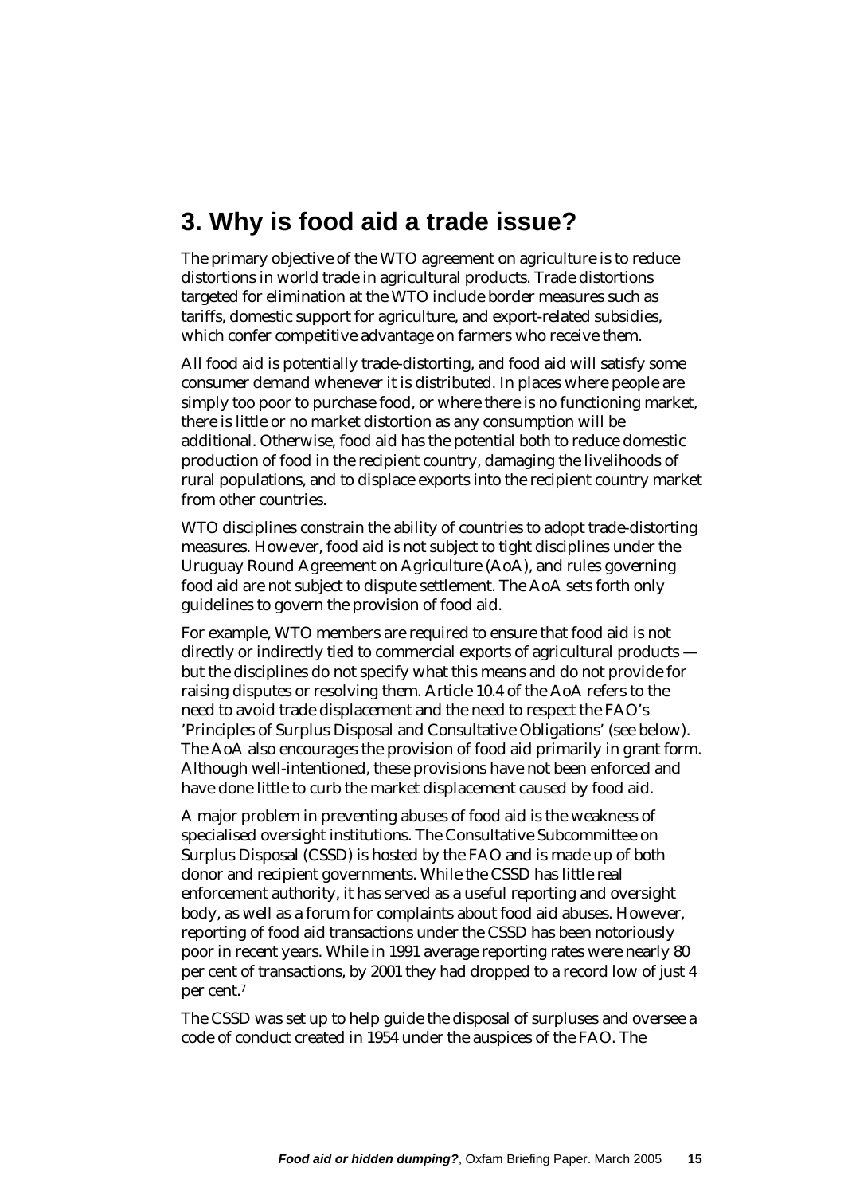## 3. Why is food aid a trade issue?

The primary objective of the WTO agreement on agriculture is to reduce distortions in world trade in agricultural products. Trade distortions targeted for elimination at the WTO include border measures such as tariffs, domestic support for agriculture, and export-related subsidies, which confer competitive advantage on farmers who receive them.

All food aid is potentially trade-distorting, and food aid will satisfy some consumer demand whenever it is distributed. In places where people are simply too poor to purchase food, or where there is no functioning market, there is little or no market distortion as any consumption will be additional. Otherwise, food aid has the potential both to reduce domestic production of food in the recipient country, damaging the livelihoods of rural populations, and to displace exports into the recipient country market from other countries.

WTO disciplines constrain the ability of countries to adopt trade-distorting measures. However, food aid is not subject to tight disciplines under the Uruguay Round Agreement on Agriculture (AoA), and rules governing food aid are not subject to dispute settlement. The AoA sets forth only guidelines to govern the provision of food aid.

For example, WTO members are required to ensure that food aid is not directly or indirectly tied to commercial exports of agricultural products — but the disciplines do not specify what this means and do not provide for raising disputes or resolving them. Article 10.4 of the AoA refers to the need to avoid trade displacement and the need to respect the FAO's 'Principles of Surplus Disposal and Consultative Obligations' (see below). The AoA also encourages the provision of food aid primarily in grant form. Although well-intentioned, these provisions have not been enforced and have done little to curb the market displacement caused by food aid.

A major problem in preventing abuses of food aid is the weakness of specialised oversight institutions. The Consultative Subcommittee on Surplus Disposal (CSSD) is hosted by the FAO and is made up of both donor and recipient governments. While the CSSD has little real enforcement authority, it has served as a useful reporting and oversight body, as well as a forum for complaints about food aid abuses. However, reporting of food aid transactions under the CSSD has been notoriously poor in recent years. While in 1991 average reporting rates were nearly 80 per cent of transactions, by 2001 they had dropped to a record low of just 4 per cent.[7]

The CSSD was set up to help guide the disposal of surpluses and oversee a code of conduct created in 1954 under the auspices of the FAO. The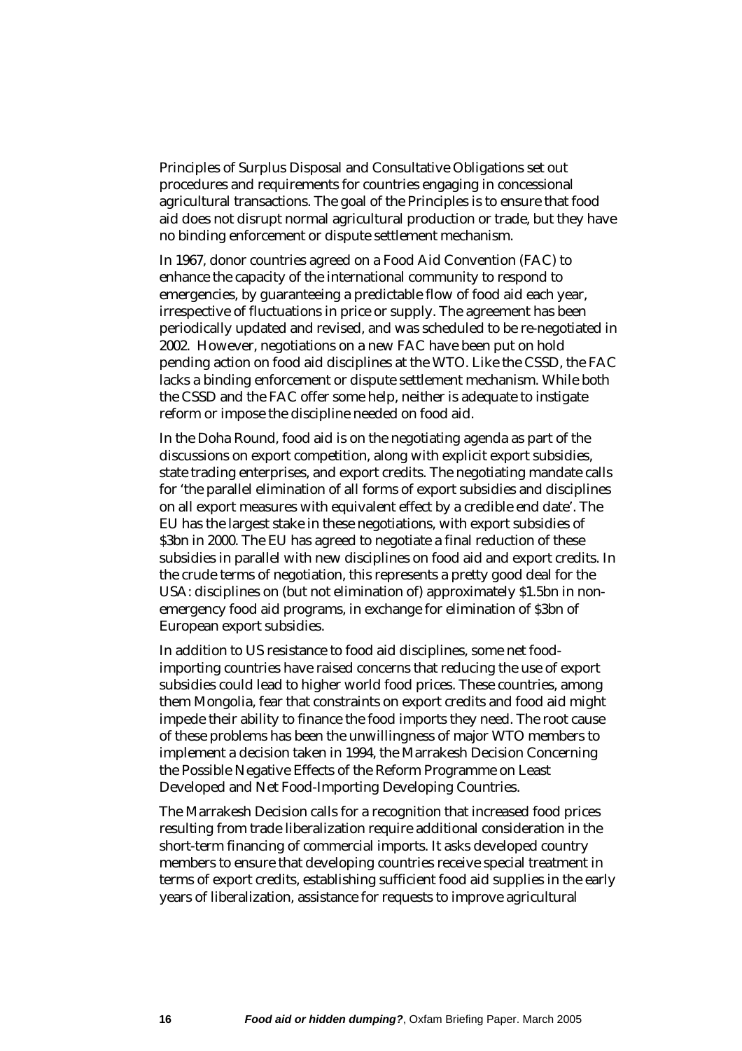Principles of Surplus Disposal and Consultative Obligations set out procedures and requirements for countries engaging in concessional agricultural transactions. The goal of the Principles is to ensure that food aid does not disrupt normal agricultural production or trade, but they have no binding enforcement or dispute settlement mechanism.

In 1967, donor countries agreed on a Food Aid Convention (FAC) to enhance the capacity of the international community to respond to emergencies, by guaranteeing a predictable flow of food aid each year, irrespective of fluctuations in price or supply. The agreement has been periodically updated and revised, and was scheduled to be re-negotiated in 2002. However, negotiations on a new FAC have been put on hold pending action on food aid disciplines at the WTO. Like the CSSD, the FAC lacks a binding enforcement or dispute settlement mechanism. While both the CSSD and the FAC offer some help, neither is adequate to instigate reform or impose the discipline needed on food aid.

In the Doha Round, food aid is on the negotiating agenda as part of the discussions on export competition, along with explicit export subsidies, state trading enterprises, and export credits. The negotiating mandate calls for 'the parallel elimination of all forms of export subsidies and disciplines on all export measures with equivalent effect by a credible end date'. The EU has the largest stake in these negotiations, with export subsidies of $3bn in 2000. The EU has agreed to negotiate a final reduction of these subsidies in parallel with new disciplines on food aid and export credits. In the crude terms of negotiation, this represents a pretty good deal for the USA: disciplines on (but not elimination of) approximately $1.5bn in non-emergency food aid programs, in exchange for elimination of $3bn of European export subsidies.

In addition to US resistance to food aid disciplines, some net food-importing countries have raised concerns that reducing the use of export subsidies could lead to higher world food prices. These countries, among them Mongolia, fear that constraints on export credits and food aid might impede their ability to finance the food imports they need. The root cause of these problems has been the unwillingness of major WTO members to implement a decision taken in 1994, the Marrakesh Decision Concerning the Possible Negative Effects of the Reform Programme on Least Developed and Net Food-Importing Developing Countries.

The Marrakesh Decision calls for a recognition that increased food prices resulting from trade liberalization require additional consideration in the short-term financing of commercial imports. It asks developed country members to ensure that developing countries receive special treatment in terms of export credits, establishing sufficient food aid supplies in the early years of liberalization, assistance for requests to improve agricultural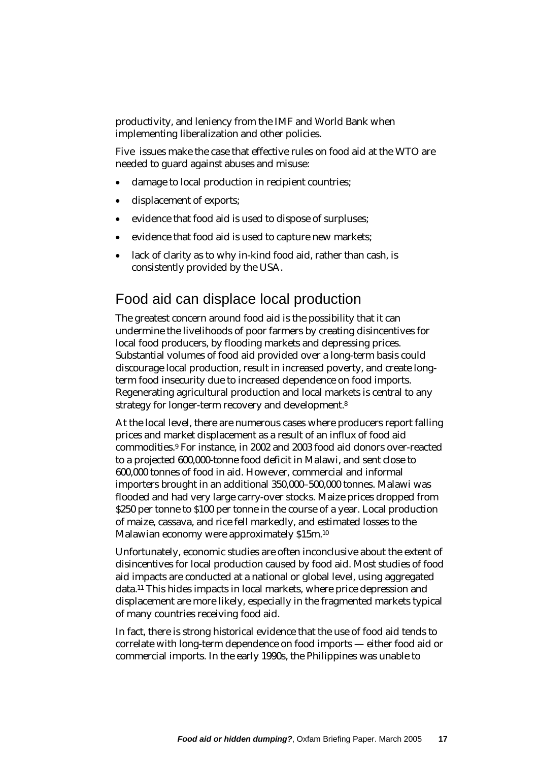productivity, and leniency from the IMF and World Bank when implementing liberalization and other policies.

Five issues make the case that effective rules on food aid at the WTO are needed to guard against abuses and misuse:

- damage to local production in recipient countries;
- displacement of exports;
- evidence that food aid is used to dispose of surpluses;
- evidence that food aid is used to capture new markets;
- lack of clarity as to why in-kind food aid, rather than cash, is consistently provided by the USA.

## Food aid can displace local production

The greatest concern around food aid is the possibility that it can undermine the livelihoods of poor farmers by creating disincentives for local food producers, by flooding markets and depressing prices. Substantial volumes of food aid provided over a long-term basis could discourage local production, result in increased poverty, and create long-term food insecurity due to increased dependence on food imports. Regenerating agricultural production and local markets is central to any strategy for longer-term recovery and development.[8]

At the local level, there are numerous cases where producers report falling prices and market displacement as a result of an influx of food aid commodities.[9] For instance, in 2002 and 2003 food aid donors over-reacted to a projected 600,000-tonne food deficit in Malawi, and sent close to 600,000 tonnes of food in aid. However, commercial and informal importers brought in an additional 350,000–500,000 tonnes. Malawi was flooded and had very large carry-over stocks. Maize prices dropped from $250 per tonne to $100 per tonne in the course of a year. Local production of maize, cassava, and rice fell markedly, and estimated losses to the Malawian economy were approximately $15m.[10]

Unfortunately, economic studies are often inconclusive about the extent of disincentives for local production caused by food aid. Most studies of food aid impacts are conducted at a national or global level, using aggregated data.[11] This hides impacts in local markets, where price depression and displacement are more likely, especially in the fragmented markets typical of many countries receiving food aid.

In fact, there is strong historical evidence that the use of food aid tends to correlate with long-term dependence on food imports — either food aid or commercial imports. In the early 1990s, the Philippines was unable to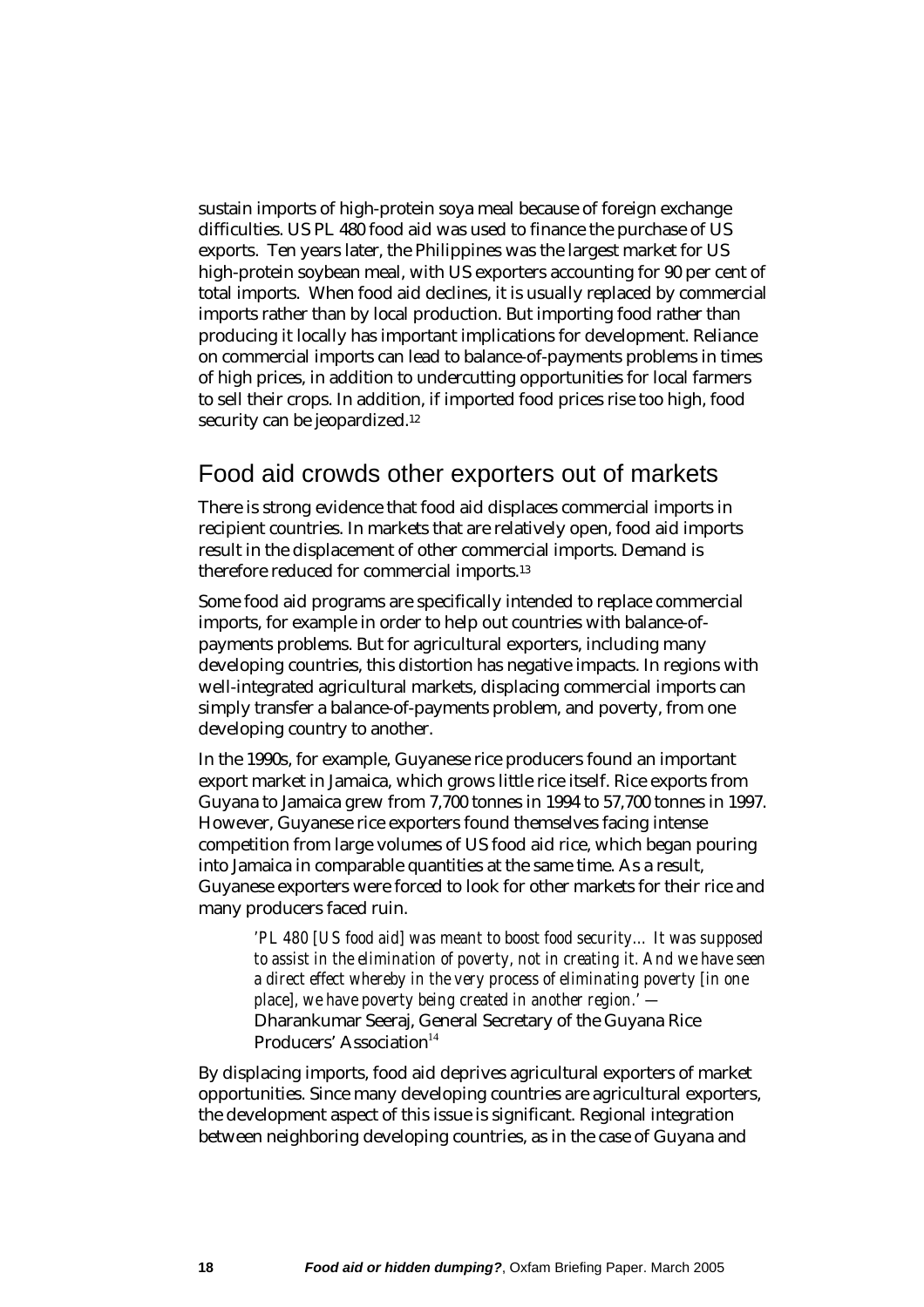sustain imports of high-protein soya meal because of foreign exchange difficulties. US PL 480 food aid was used to finance the purchase of US exports. Ten years later, the Philippines was the largest market for US high-protein soybean meal, with US exporters accounting for 90 per cent of total imports. When food aid declines, it is usually replaced by commercial imports rather than by local production. But importing food rather than producing it locally has important implications for development. Reliance on commercial imports can lead to balance-of-payments problems in times of high prices, in addition to undercutting opportunities for local farmers to sell their crops. In addition, if imported food prices rise too high, food security can be jeopardized.[12]

## Food aid crowds other exporters out of markets

There is strong evidence that food aid displaces commercial imports in recipient countries. In markets that are relatively open, food aid imports result in the displacement of other commercial imports. Demand is therefore reduced for commercial imports.[13]

Some food aid programs are specifically intended to replace commercial imports, for example in order to help out countries with balance-of-payments problems. But for agricultural exporters, including many developing countries, this distortion has negative impacts. In regions with well-integrated agricultural markets, displacing commercial imports can simply transfer a balance-of-payments problem, and poverty, from one developing country to another.

In the 1990s, for example, Guyanese rice producers found an important export market in Jamaica, which grows little rice itself. Rice exports from Guyana to Jamaica grew from 7,700 tonnes in 1994 to 57,700 tonnes in 1997. However, Guyanese rice exporters found themselves facing intense competition from large volumes of US food aid rice, which began pouring into Jamaica in comparable quantities at the same time. As a result, Guyanese exporters were forced to look for other markets for their rice and many producers faced ruin.

> *'PL 480 [US food aid] was meant to boost food security… It was supposed to assist in the elimination of poverty, not in creating it. And we have seen a direct effect whereby in the very process of eliminating poverty [in one place], we have poverty being created in another region.'* — Dharankumar Seeraj, General Secretary of the Guyana Rice Producers' Association[14]

By displacing imports, food aid deprives agricultural exporters of market opportunities. Since many developing countries are agricultural exporters, the development aspect of this issue is significant. Regional integration between neighboring developing countries, as in the case of Guyana and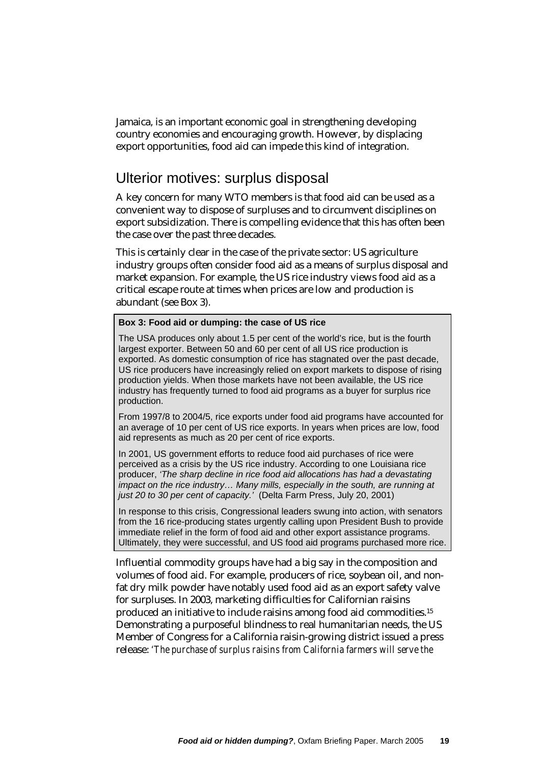Jamaica, is an important economic goal in strengthening developing country economies and encouraging growth. However, by displacing export opportunities, food aid can impede this kind of integration.

## Ulterior motives: surplus disposal

A key concern for many WTO members is that food aid can be used as a convenient way to dispose of surpluses and to circumvent disciplines on export subsidization. There is compelling evidence that this has often been the case over the past three decades.

This is certainly clear in the case of the private sector: US agriculture industry groups often consider food aid as a means of surplus disposal and market expansion. For example, the US rice industry views food aid as a critical escape route at times when prices are low and production is abundant (see Box 3).

> **Box 3: Food aid or dumping: the case of US rice**
>
> The USA produces only about 1.5 per cent of the world's rice, but is the fourth largest exporter. Between 50 and 60 per cent of all US rice production is exported. As domestic consumption of rice has stagnated over the past decade, US rice producers have increasingly relied on export markets to dispose of rising production yields. When those markets have not been available, the US rice industry has frequently turned to food aid programs as a buyer for surplus rice production.
>
> From 1997/8 to 2004/5, rice exports under food aid programs have accounted for an average of 10 per cent of US rice exports. In years when prices are low, food aid represents as much as 20 per cent of rice exports.
>
> In 2001, US government efforts to reduce food aid purchases of rice were perceived as a crisis by the US rice industry. According to one Louisiana rice producer, *'The sharp decline in rice food aid allocations has had a devastating impact on the rice industry… Many mills, especially in the south, are running at just 20 to 30 per cent of capacity.'* (Delta Farm Press, July 20, 2001)
>
> In response to this crisis, Congressional leaders swung into action, with senators from the 16 rice-producing states urgently calling upon President Bush to provide immediate relief in the form of food aid and other export assistance programs. Ultimately, they were successful, and US food aid programs purchased more rice.

Influential commodity groups have had a big say in the composition and volumes of food aid. For example, producers of rice, soybean oil, and non-fat dry milk powder have notably used food aid as an export safety valve for surpluses. In 2003, marketing difficulties for Californian raisins produced an initiative to include raisins among food aid commodities.[15] Demonstrating a purposeful blindness to real humanitarian needs, the US Member of Congress for a California raisin-growing district issued a press release: *'The purchase of surplus raisins from California farmers will serve the*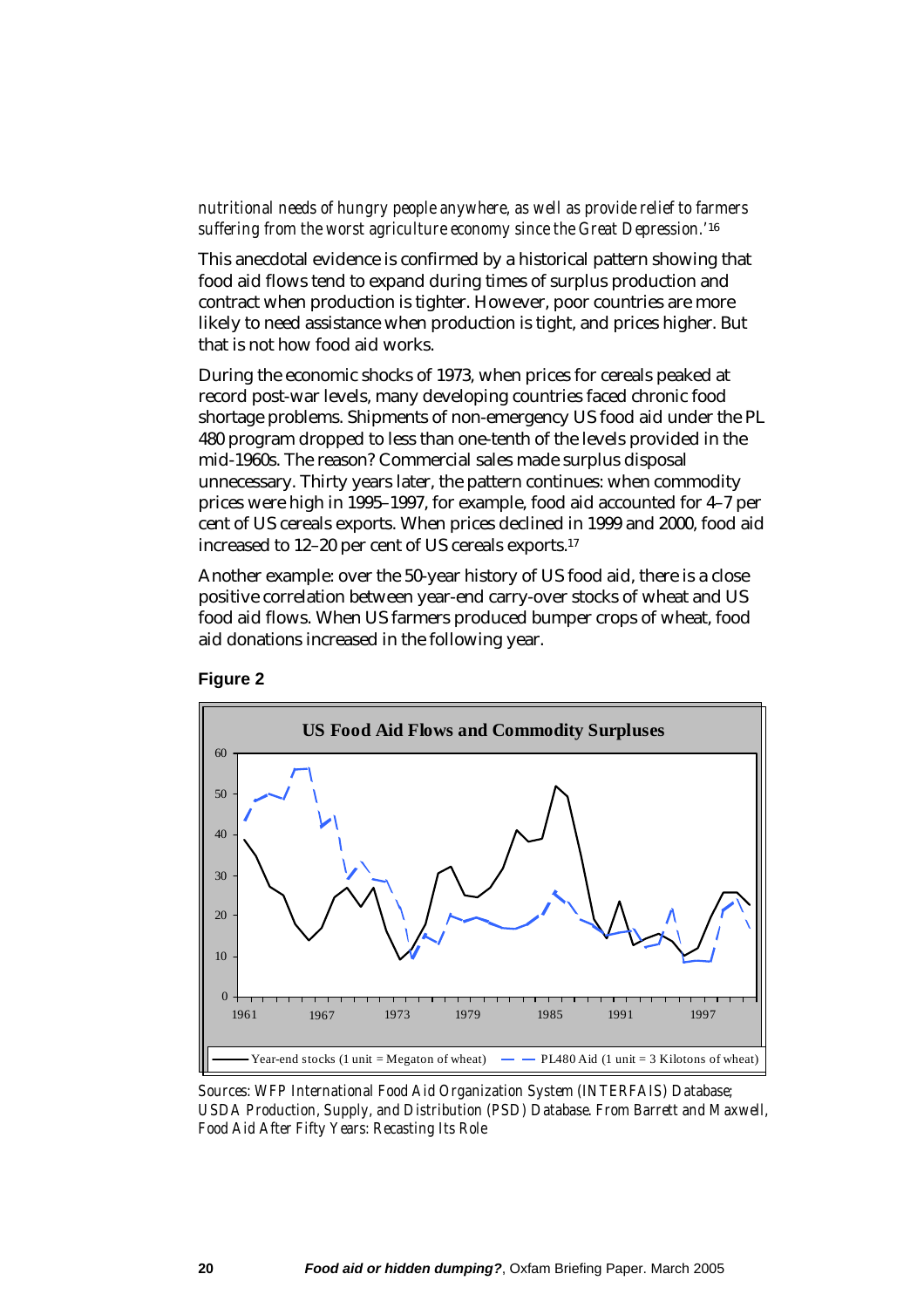*nutritional needs of hungry people anywhere, as well as provide relief to farmers suffering from the worst agriculture economy since the Great Depression.'*[16]

This anecdotal evidence is confirmed by a historical pattern showing that food aid flows tend to expand during times of surplus production and contract when production is tighter. However, poor countries are more likely to need assistance when production is tight, and prices higher. But that is not how food aid works.

During the economic shocks of 1973, when prices for cereals peaked at record post-war levels, many developing countries faced chronic food shortage problems. Shipments of non-emergency US food aid under the PL 480 program dropped to less than one-tenth of the levels provided in the mid-1960s. The reason? Commercial sales made surplus disposal unnecessary. Thirty years later, the pattern continues: when commodity prices were high in 1995–1997, for example, food aid accounted for 4–7 per cent of US cereals exports. When prices declined in 1999 and 2000, food aid increased to 12–20 per cent of US cereals exports.[17]

Another example: over the 50-year history of US food aid, there is a close positive correlation between year-end carry-over stocks of wheat and US food aid flows. When US farmers produced bumper crops of wheat, food aid donations increased in the following year.

**Figure 2**

**US Food Aid Flows and Commodity Surpluses**

Year-end stocks (1 unit = Megaton of wheat) — PL480 Aid (1 unit = 3 Kilotons of wheat)

*Sources: WFP International Food Aid Organization System (INTERFAIS) Database; USDA Production, Supply, and Distribution (PSD) Database. From Barrett and Maxwell, Food Aid After Fifty Years: Recasting Its Role*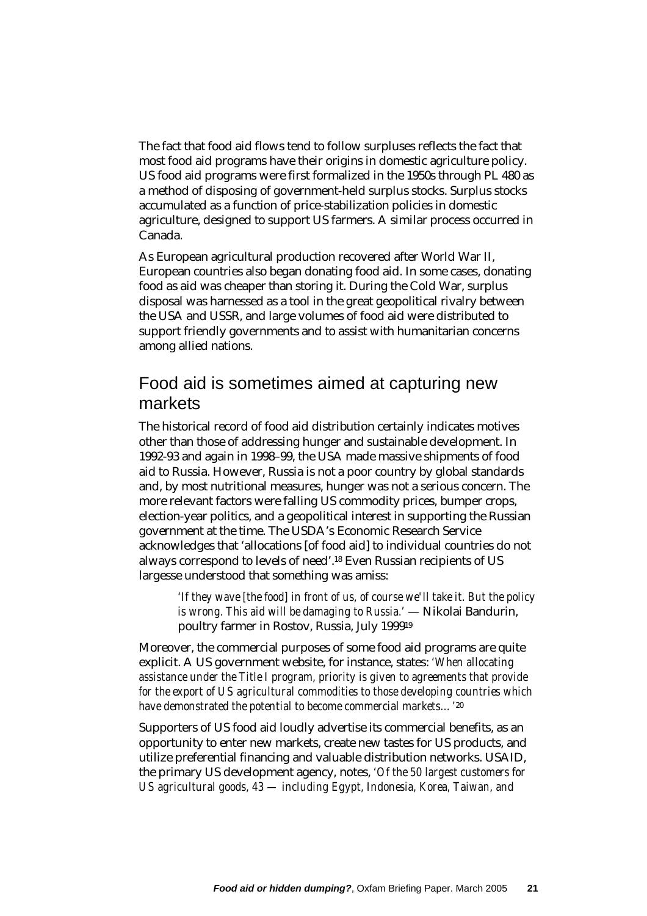The fact that food aid flows tend to follow surpluses reflects the fact that most food aid programs have their origins in domestic agriculture policy. US food aid programs were first formalized in the 1950s through PL 480 as a method of disposing of government-held surplus stocks. Surplus stocks accumulated as a function of price-stabilization policies in domestic agriculture, designed to support US farmers. A similar process occurred in Canada.

As European agricultural production recovered after World War II, European countries also began donating food aid. In some cases, donating food as aid was cheaper than storing it. During the Cold War, surplus disposal was harnessed as a tool in the great geopolitical rivalry between the USA and USSR, and large volumes of food aid were distributed to support friendly governments and to assist with humanitarian concerns among allied nations.

## Food aid is sometimes aimed at capturing new markets

The historical record of food aid distribution certainly indicates motives other than those of addressing hunger and sustainable development. In 1992-93 and again in 1998–99, the USA made massive shipments of food aid to Russia. However, Russia is not a poor country by global standards and, by most nutritional measures, hunger was not a serious concern. The more relevant factors were falling US commodity prices, bumper crops, election-year politics, and a geopolitical interest in supporting the Russian government at the time. The USDA's Economic Research Service acknowledges that 'allocations [of food aid] to individual countries do not always correspond to levels of need'.[18] Even Russian recipients of US largesse understood that something was amiss:

> *'If they wave [the food] in front of us, of course we'll take it. But the policy is wrong. This aid will be damaging to Russia.'* — Nikolai Bandurin, poultry farmer in Rostov, Russia, July 1999[19]

Moreover, the commercial purposes of some food aid programs are quite explicit. A US government website, for instance, states: *'When allocating assistance under the Title I program, priority is given to agreements that provide for the export of US agricultural commodities to those developing countries which have demonstrated the potential to become commercial markets…'*[20]

Supporters of US food aid loudly advertise its commercial benefits, as an opportunity to enter new markets, create new tastes for US products, and utilize preferential financing and valuable distribution networks. USAID, the primary US development agency, notes, *'Of the 50 largest customers for US agricultural goods, 43 — including Egypt, Indonesia, Korea, Taiwan, and*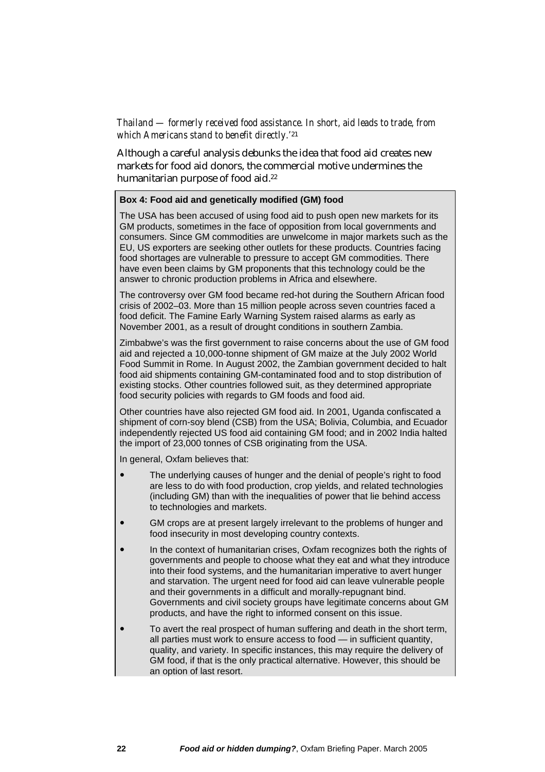*Thailand — formerly received food assistance. In short, aid leads to trade, from which Americans stand to benefit directly.*'[21]

Although a careful analysis debunks the idea that food aid creates new markets for food aid donors, the commercial motive undermines the humanitarian purpose of food aid.[22]

**Box 4: Food aid and genetically modified (GM) food**

The USA has been accused of using food aid to push open new markets for its GM products, sometimes in the face of opposition from local governments and consumers. Since GM commodities are unwelcome in major markets such as the EU, US exporters are seeking other outlets for these products. Countries facing food shortages are vulnerable to pressure to accept GM commodities. There have even been claims by GM proponents that this technology could be the answer to chronic production problems in Africa and elsewhere.

The controversy over GM food became red-hot during the Southern African food crisis of 2002–03. More than 15 million people across seven countries faced a food deficit. The Famine Early Warning System raised alarms as early as November 2001, as a result of drought conditions in southern Zambia.

Zimbabwe's was the first government to raise concerns about the use of GM food aid and rejected a 10,000-tonne shipment of GM maize at the July 2002 World Food Summit in Rome. In August 2002, the Zambian government decided to halt food aid shipments containing GM-contaminated food and to stop distribution of existing stocks. Other countries followed suit, as they determined appropriate food security policies with regards to GM foods and food aid.

Other countries have also rejected GM food aid. In 2001, Uganda confiscated a shipment of corn-soy blend (CSB) from the USA; Bolivia, Columbia, and Ecuador independently rejected US food aid containing GM food; and in 2002 India halted the import of 23,000 tonnes of CSB originating from the USA.

In general, Oxfam believes that:

- The underlying causes of hunger and the denial of people's right to food are less to do with food production, crop yields, and related technologies (including GM) than with the inequalities of power that lie behind access to technologies and markets.
- GM crops are at present largely irrelevant to the problems of hunger and food insecurity in most developing country contexts.
- In the context of humanitarian crises, Oxfam recognizes both the rights of governments and people to choose what they eat and what they introduce into their food systems, and the humanitarian imperative to avert hunger and starvation. The urgent need for food aid can leave vulnerable people and their governments in a difficult and morally-repugnant bind. Governments and civil society groups have legitimate concerns about GM products, and have the right to informed consent on this issue.
- To avert the real prospect of human suffering and death in the short term, all parties must work to ensure access to food — in sufficient quantity, quality, and variety. In specific instances, this may require the delivery of GM food, if that is the only practical alternative. However, this should be an option of last resort.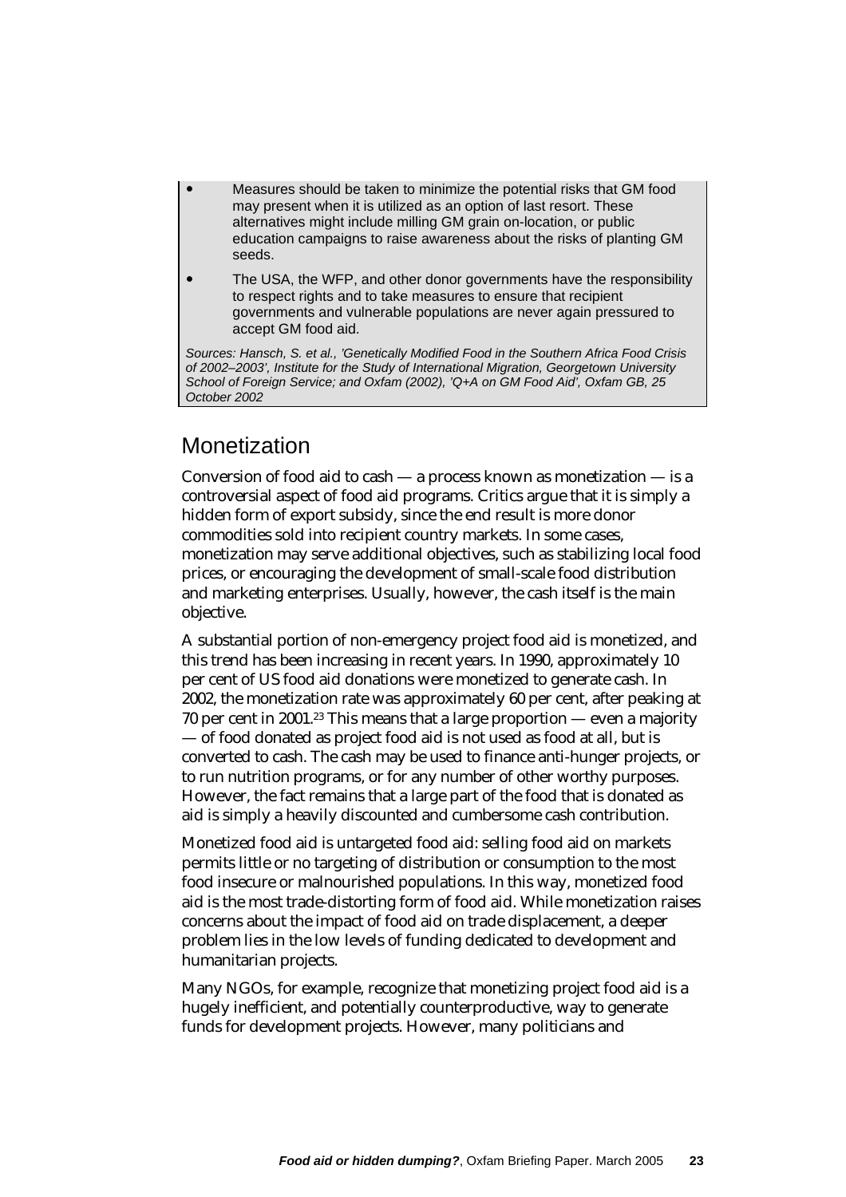- Measures should be taken to minimize the potential risks that GM food may present when it is utilized as an option of last resort. These alternatives might include milling GM grain on-location, or public education campaigns to raise awareness about the risks of planting GM seeds.
- The USA, the WFP, and other donor governments have the responsibility to respect rights and to take measures to ensure that recipient governments and vulnerable populations are never again pressured to accept GM food aid.

*Sources: Hansch, S. et al., 'Genetically Modified Food in the Southern Africa Food Crisis of 2002–2003', Institute for the Study of International Migration, Georgetown University School of Foreign Service; and Oxfam (2002), 'Q+A on GM Food Aid', Oxfam GB, 25 October 2002*

## Monetization

Conversion of food aid to cash — a process known as monetization — is a controversial aspect of food aid programs. Critics argue that it is simply a hidden form of export subsidy, since the end result is more donor commodities sold into recipient country markets. In some cases, monetization may serve additional objectives, such as stabilizing local food prices, or encouraging the development of small-scale food distribution and marketing enterprises. Usually, however, the cash itself is the main objective.

A substantial portion of non-emergency project food aid is monetized, and this trend has been increasing in recent years. In 1990, approximately 10 per cent of US food aid donations were monetized to generate cash. In 2002, the monetization rate was approximately 60 per cent, after peaking at 70 per cent in 2001.[23] This means that a large proportion — even a majority — of food donated as project food aid is not used as food at all, but is converted to cash. The cash may be used to finance anti-hunger projects, or to run nutrition programs, or for any number of other worthy purposes. However, the fact remains that a large part of the food that is donated as aid is simply a heavily discounted and cumbersome cash contribution.

Monetized food aid is untargeted food aid: selling food aid on markets permits little or no targeting of distribution or consumption to the most food insecure or malnourished populations. In this way, monetized food aid is the most trade-distorting form of food aid. While monetization raises concerns about the impact of food aid on trade displacement, a deeper problem lies in the low levels of funding dedicated to development and humanitarian projects.

Many NGOs, for example, recognize that monetizing project food aid is a hugely inefficient, and potentially counterproductive, way to generate funds for development projects. However, many politicians and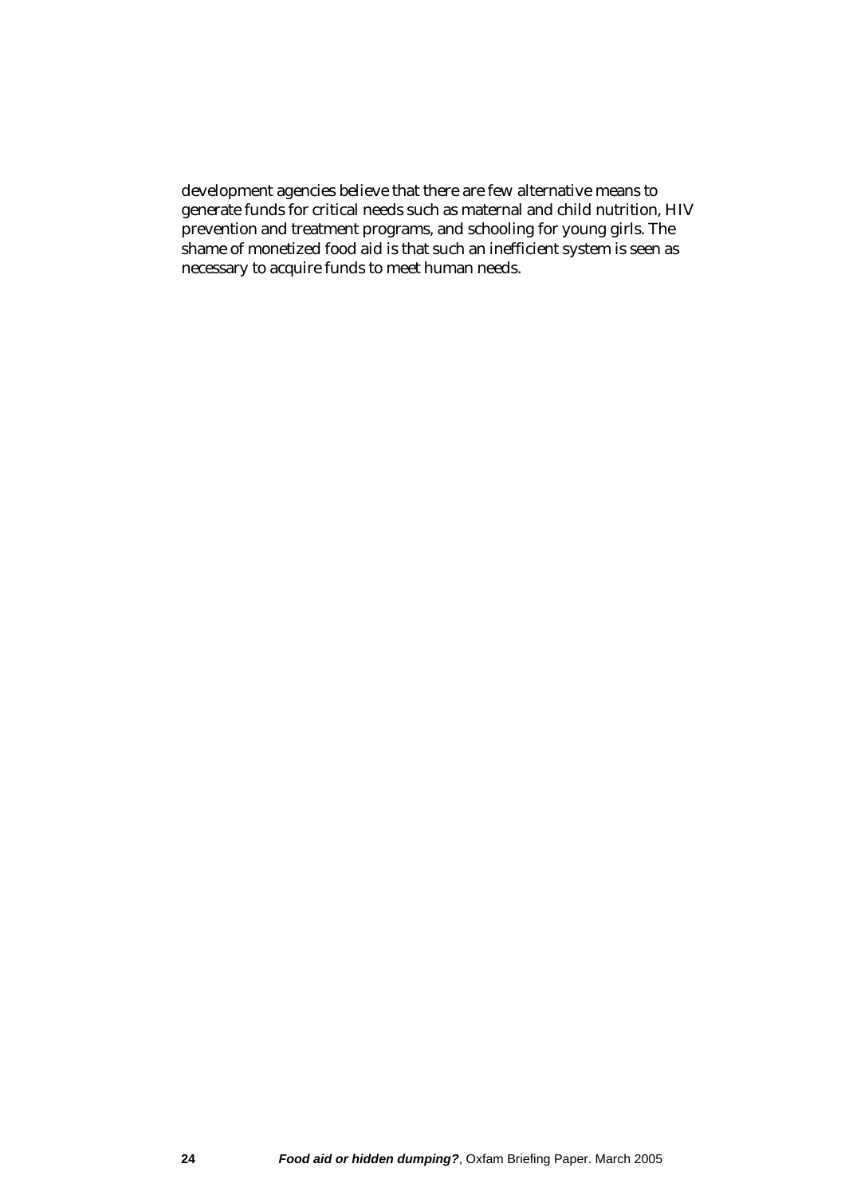development agencies believe that there are few alternative means to generate funds for critical needs such as maternal and child nutrition, HIV prevention and treatment programs, and schooling for young girls. The shame of monetized food aid is that such an inefficient system is seen as necessary to acquire funds to meet human needs.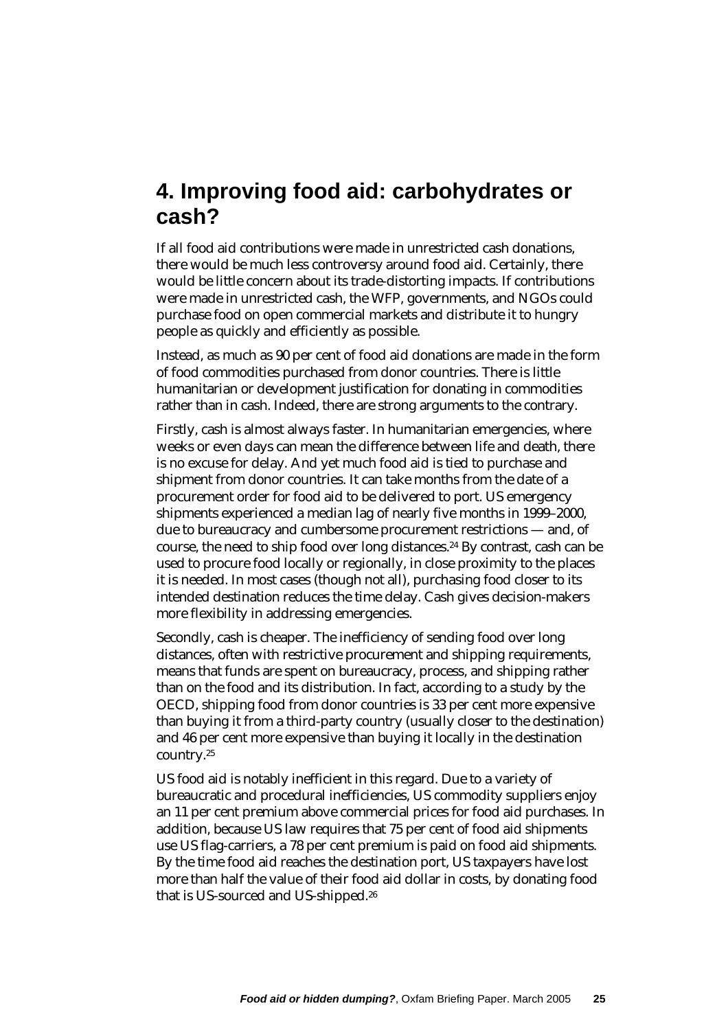# 4. Improving food aid: carbohydrates or cash?

If all food aid contributions were made in unrestricted cash donations, there would be much less controversy around food aid. Certainly, there would be little concern about its trade-distorting impacts. If contributions were made in unrestricted cash, the WFP, governments, and NGOs could purchase food on open commercial markets and distribute it to hungry people as quickly and efficiently as possible.

Instead, as much as 90 per cent of food aid donations are made in the form of food commodities purchased from donor countries. There is little humanitarian or development justification for donating in commodities rather than in cash. Indeed, there are strong arguments to the contrary.

Firstly, cash is almost always faster. In humanitarian emergencies, where weeks or even days can mean the difference between life and death, there is no excuse for delay. And yet much food aid is tied to purchase and shipment from donor countries. It can take months from the date of a procurement order for food aid to be delivered to port. US emergency shipments experienced a median lag of nearly five months in 1999–2000, due to bureaucracy and cumbersome procurement restrictions — and, of course, the need to ship food over long distances.[24] By contrast, cash can be used to procure food locally or regionally, in close proximity to the places it is needed. In most cases (though not all), purchasing food closer to its intended destination reduces the time delay. Cash gives decision-makers more flexibility in addressing emergencies.

Secondly, cash is cheaper. The inefficiency of sending food over long distances, often with restrictive procurement and shipping requirements, means that funds are spent on bureaucracy, process, and shipping rather than on the food and its distribution. In fact, according to a study by the OECD, shipping food from donor countries is 33 per cent more expensive than buying it from a third-party country (usually closer to the destination) and 46 per cent more expensive than buying it locally in the destination country.[25]

US food aid is notably inefficient in this regard. Due to a variety of bureaucratic and procedural inefficiencies, US commodity suppliers enjoy an 11 per cent premium above commercial prices for food aid purchases. In addition, because US law requires that 75 per cent of food aid shipments use US flag-carriers, a 78 per cent premium is paid on food aid shipments. By the time food aid reaches the destination port, US taxpayers have lost more than half the value of their food aid dollar in costs, by donating food that is US-sourced and US-shipped.[26]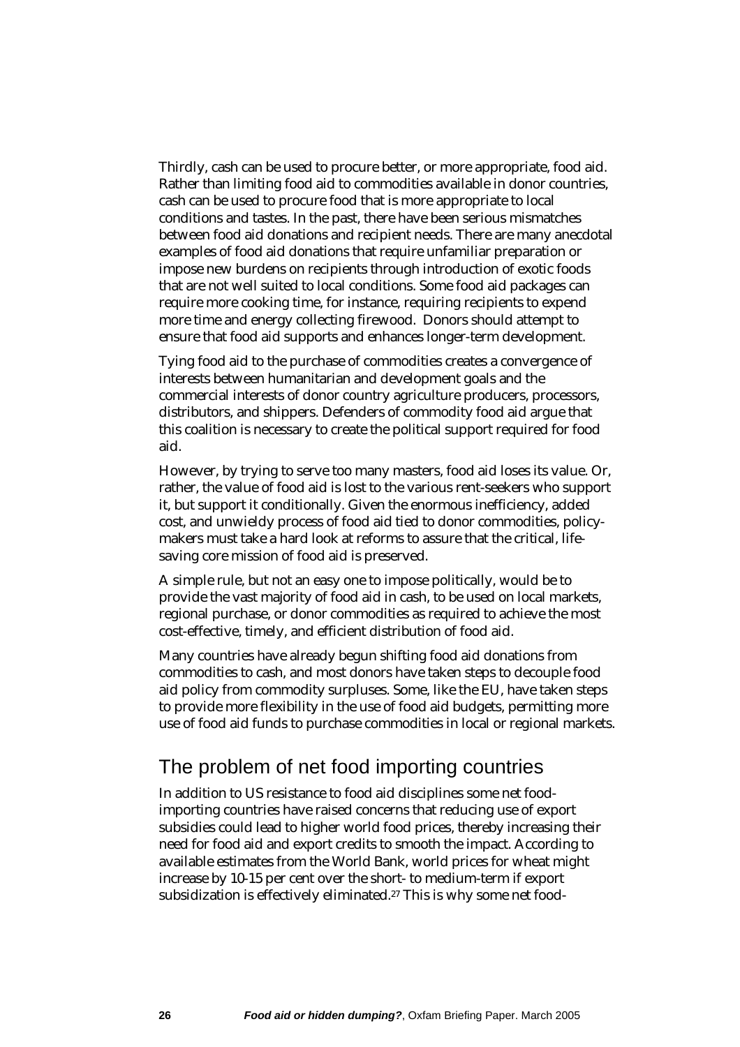Thirdly, cash can be used to procure better, or more appropriate, food aid. Rather than limiting food aid to commodities available in donor countries, cash can be used to procure food that is more appropriate to local conditions and tastes. In the past, there have been serious mismatches between food aid donations and recipient needs. There are many anecdotal examples of food aid donations that require unfamiliar preparation or impose new burdens on recipients through introduction of exotic foods that are not well suited to local conditions. Some food aid packages can require more cooking time, for instance, requiring recipients to expend more time and energy collecting firewood. Donors should attempt to ensure that food aid supports and enhances longer-term development.

Tying food aid to the purchase of commodities creates a convergence of interests between humanitarian and development goals and the commercial interests of donor country agriculture producers, processors, distributors, and shippers. Defenders of commodity food aid argue that this coalition is necessary to create the political support required for food aid.

However, by trying to serve too many masters, food aid loses its value. Or, rather, the value of food aid is lost to the various rent-seekers who support it, but support it conditionally. Given the enormous inefficiency, added cost, and unwieldy process of food aid tied to donor commodities, policy-makers must take a hard look at reforms to assure that the critical, life-saving core mission of food aid is preserved.

A simple rule, but not an easy one to impose politically, would be to provide the vast majority of food aid in cash, to be used on local markets, regional purchase, or donor commodities as required to achieve the most cost-effective, timely, and efficient distribution of food aid.

Many countries have already begun shifting food aid donations from commodities to cash, and most donors have taken steps to decouple food aid policy from commodity surpluses. Some, like the EU, have taken steps to provide more flexibility in the use of food aid budgets, permitting more use of food aid funds to purchase commodities in local or regional markets.

## The problem of net food importing countries

In addition to US resistance to food aid disciplines some net food-importing countries have raised concerns that reducing use of export subsidies could lead to higher world food prices, thereby increasing their need for food aid and export credits to smooth the impact. According to available estimates from the World Bank, world prices for wheat might increase by 10-15 per cent over the short- to medium-term if export subsidization is effectively eliminated.[27] This is why some net food-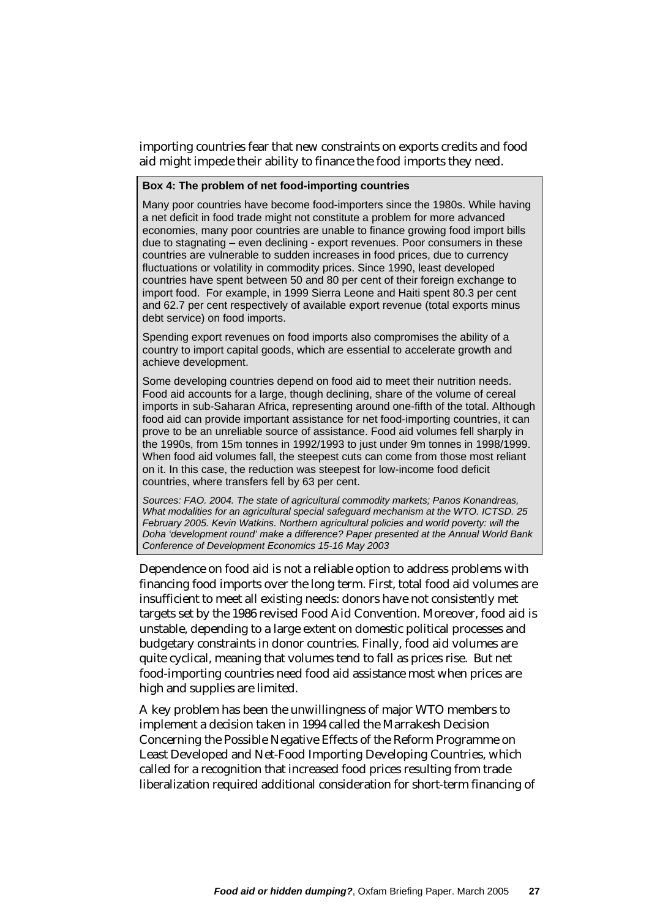importing countries fear that new constraints on exports credits and food aid might impede their ability to finance the food imports they need.

**Box 4: The problem of net food-importing countries**

Many poor countries have become food-importers since the 1980s. While having a net deficit in food trade might not constitute a problem for more advanced economies, many poor countries are unable to finance growing food import bills due to stagnating – even declining - export revenues. Poor consumers in these countries are vulnerable to sudden increases in food prices, due to currency fluctuations or volatility in commodity prices. Since 1990, least developed countries have spent between 50 and 80 per cent of their foreign exchange to import food. For example, in 1999 Sierra Leone and Haiti spent 80.3 per cent and 62.7 per cent respectively of available export revenue (total exports minus debt service) on food imports.

Spending export revenues on food imports also compromises the ability of a country to import capital goods, which are essential to accelerate growth and achieve development.

Some developing countries depend on food aid to meet their nutrition needs. Food aid accounts for a large, though declining, share of the volume of cereal imports in sub-Saharan Africa, representing around one-fifth of the total. Although food aid can provide important assistance for net food-importing countries, it can prove to be an unreliable source of assistance. Food aid volumes fell sharply in the 1990s, from 15m tonnes in 1992/1993 to just under 9m tonnes in 1998/1999. When food aid volumes fall, the steepest cuts can come from those most reliant on it. In this case, the reduction was steepest for low-income food deficit countries, where transfers fell by 63 per cent.

*Sources: FAO. 2004. The state of agricultural commodity markets; Panos Konandreas, What modalities for an agricultural special safeguard mechanism at the WTO. ICTSD. 25 February 2005. Kevin Watkins. Northern agricultural policies and world poverty: will the Doha 'development round' make a difference? Paper presented at the Annual World Bank Conference of Development Economics 15-16 May 2003*

Dependence on food aid is not a reliable option to address problems with financing food imports over the long term. First, total food aid volumes are insufficient to meet all existing needs: donors have not consistently met targets set by the 1986 revised Food Aid Convention. Moreover, food aid is unstable, depending to a large extent on domestic political processes and budgetary constraints in donor countries. Finally, food aid volumes are quite cyclical, meaning that volumes tend to fall as prices rise. But net food-importing countries need food aid assistance most when prices are high and supplies are limited.

A key problem has been the unwillingness of major WTO members to implement a decision taken in 1994 called the Marrakesh Decision Concerning the Possible Negative Effects of the Reform Programme on Least Developed and Net-Food Importing Developing Countries, which called for a recognition that increased food prices resulting from trade liberalization required additional consideration for short-term financing of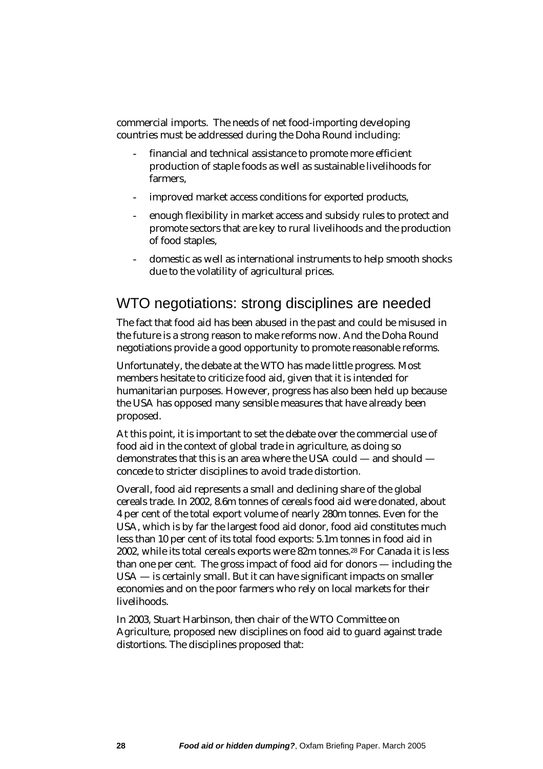commercial imports. The needs of net food-importing developing countries must be addressed during the Doha Round including:

- financial and technical assistance to promote more efficient production of staple foods as well as sustainable livelihoods for farmers,
- improved market access conditions for exported products,
- enough flexibility in market access and subsidy rules to protect and promote sectors that are key to rural livelihoods and the production of food staples,
- domestic as well as international instruments to help smooth shocks due to the volatility of agricultural prices.

## WTO negotiations: strong disciplines are needed

The fact that food aid has been abused in the past and could be misused in the future is a strong reason to make reforms now. And the Doha Round negotiations provide a good opportunity to promote reasonable reforms.

Unfortunately, the debate at the WTO has made little progress. Most members hesitate to criticize food aid, given that it is intended for humanitarian purposes. However, progress has also been held up because the USA has opposed many sensible measures that have already been proposed.

At this point, it is important to set the debate over the commercial use of food aid in the context of global trade in agriculture, as doing so demonstrates that this is an area where the USA could — and should — concede to stricter disciplines to avoid trade distortion.

Overall, food aid represents a small and declining share of the global cereals trade. In 2002, 8.6m tonnes of cereals food aid were donated, about 4 per cent of the total export volume of nearly 280m tonnes. Even for the USA, which is by far the largest food aid donor, food aid constitutes much less than 10 per cent of its total food exports: 5.1m tonnes in food aid in 2002, while its total cereals exports were 82m tonnes.[28] For Canada it is less than one per cent. The gross impact of food aid for donors — including the USA — is certainly small. But it can have significant impacts on smaller economies and on the poor farmers who rely on local markets for their livelihoods.

In 2003, Stuart Harbinson, then chair of the WTO Committee on Agriculture, proposed new disciplines on food aid to guard against trade distortions. The disciplines proposed that: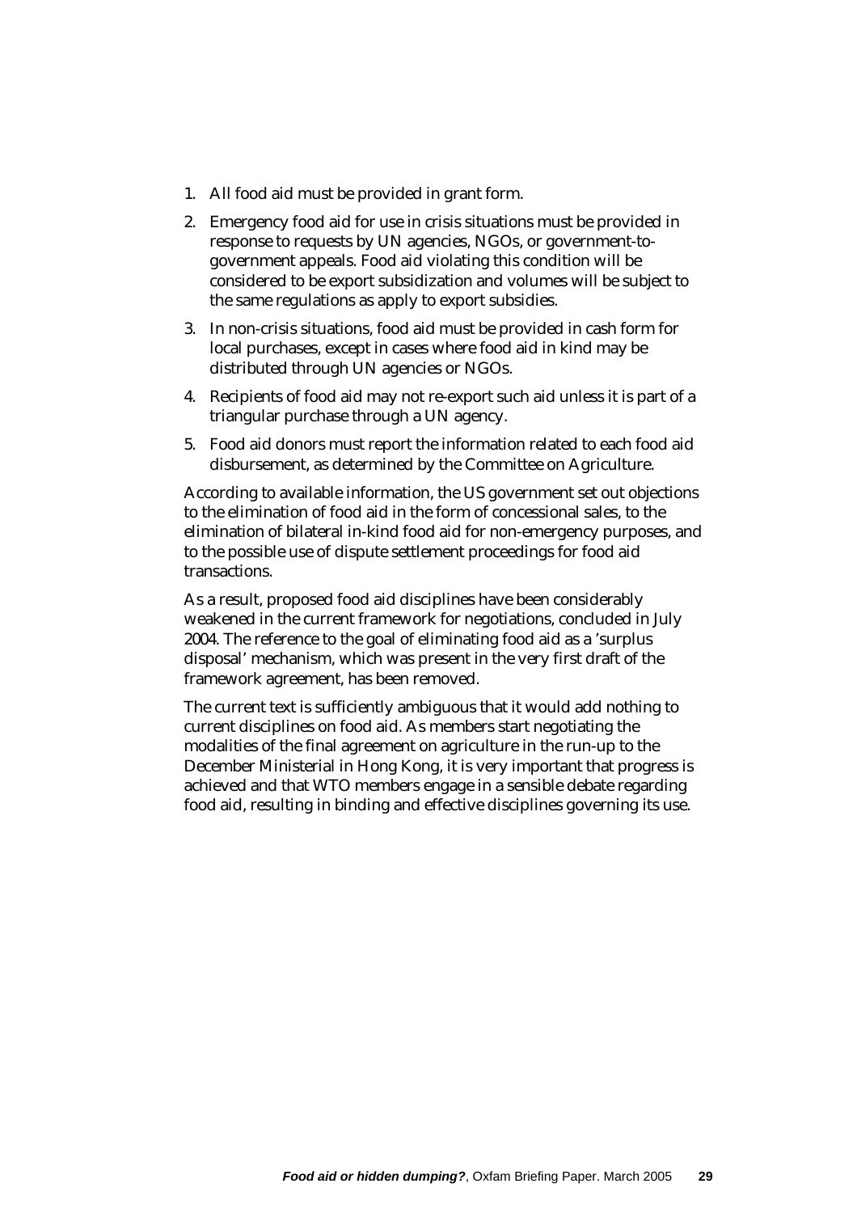1. All food aid must be provided in grant form.
2. Emergency food aid for use in crisis situations must be provided in response to requests by UN agencies, NGOs, or government-to-government appeals. Food aid violating this condition will be considered to be export subsidization and volumes will be subject to the same regulations as apply to export subsidies.
3. In non-crisis situations, food aid must be provided in cash form for local purchases, except in cases where food aid in kind may be distributed through UN agencies or NGOs.
4. Recipients of food aid may not re-export such aid unless it is part of a triangular purchase through a UN agency.
5. Food aid donors must report the information related to each food aid disbursement, as determined by the Committee on Agriculture.

According to available information, the US government set out objections to the elimination of food aid in the form of concessional sales, to the elimination of bilateral in-kind food aid for non-emergency purposes, and to the possible use of dispute settlement proceedings for food aid transactions.

As a result, proposed food aid disciplines have been considerably weakened in the current framework for negotiations, concluded in July 2004. The reference to the goal of eliminating food aid as a 'surplus disposal' mechanism, which was present in the very first draft of the framework agreement, has been removed.

The current text is sufficiently ambiguous that it would add nothing to current disciplines on food aid. As members start negotiating the modalities of the final agreement on agriculture in the run-up to the December Ministerial in Hong Kong, it is very important that progress is achieved and that WTO members engage in a sensible debate regarding food aid, resulting in binding and effective disciplines governing its use.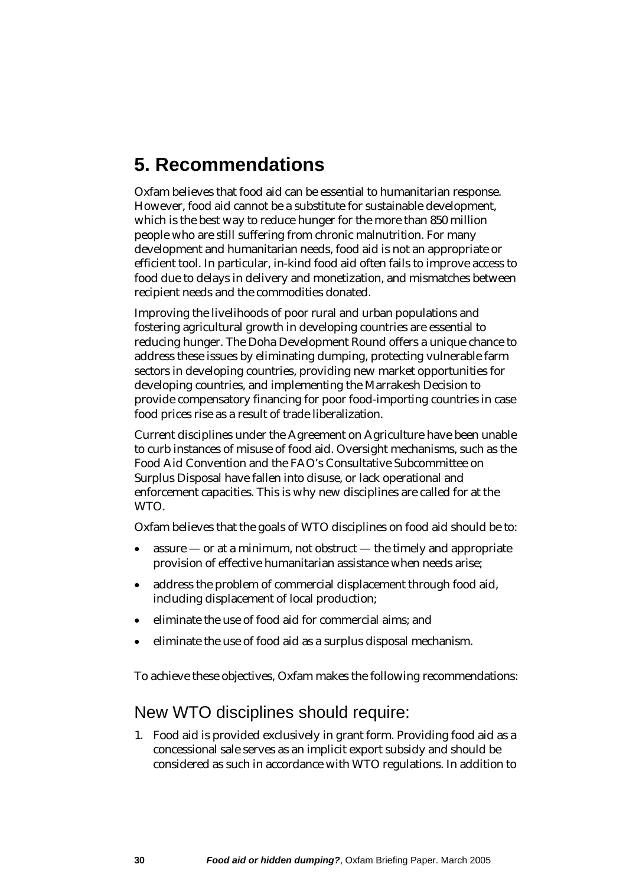# 5. Recommendations

Oxfam believes that food aid can be essential to humanitarian response. However, food aid cannot be a substitute for sustainable development, which is the best way to reduce hunger for the more than 850 million people who are still suffering from chronic malnutrition. For many development and humanitarian needs, food aid is not an appropriate or efficient tool. In particular, in-kind food aid often fails to improve access to food due to delays in delivery and monetization, and mismatches between recipient needs and the commodities donated.

Improving the livelihoods of poor rural and urban populations and fostering agricultural growth in developing countries are essential to reducing hunger. The Doha Development Round offers a unique chance to address these issues by eliminating dumping, protecting vulnerable farm sectors in developing countries, providing new market opportunities for developing countries, and implementing the Marrakesh Decision to provide compensatory financing for poor food-importing countries in case food prices rise as a result of trade liberalization.

Current disciplines under the Agreement on Agriculture have been unable to curb instances of misuse of food aid. Oversight mechanisms, such as the Food Aid Convention and the FAO's Consultative Subcommittee on Surplus Disposal have fallen into disuse, or lack operational and enforcement capacities. This is why new disciplines are called for at the WTO.

Oxfam believes that the goals of WTO disciplines on food aid should be to:

- assure — or at a minimum, not obstruct — the timely and appropriate provision of effective humanitarian assistance when needs arise;
- address the problem of commercial displacement through food aid, including displacement of local production;
- eliminate the use of food aid for commercial aims; and
- eliminate the use of food aid as a surplus disposal mechanism.

To achieve these objectives, Oxfam makes the following recommendations:

## New WTO disciplines should require:

1. Food aid is provided exclusively in grant form. Providing food aid as a concessional sale serves as an implicit export subsidy and should be considered as such in accordance with WTO regulations. In addition to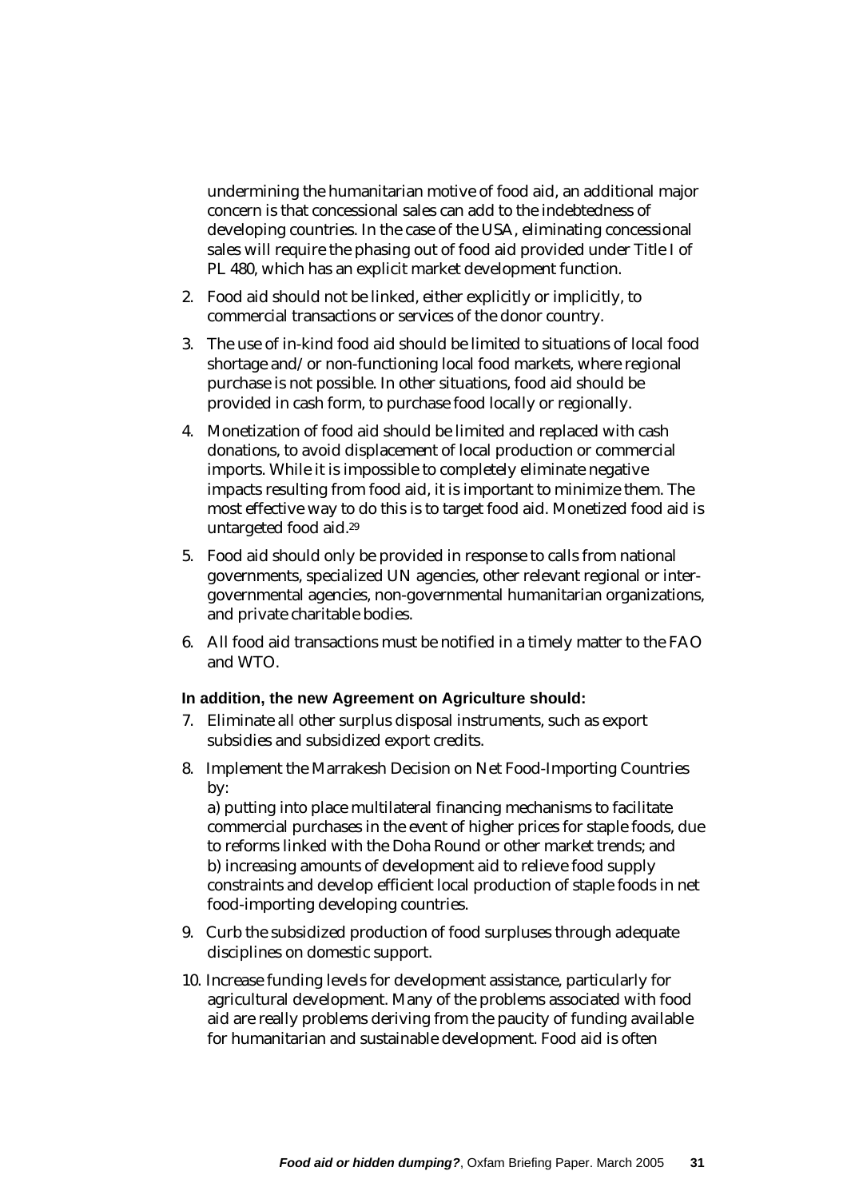undermining the humanitarian motive of food aid, an additional major concern is that concessional sales can add to the indebtedness of developing countries. In the case of the USA, eliminating concessional sales will require the phasing out of food aid provided under Title I of PL 480, which has an explicit market development function.

2. Food aid should not be linked, either explicitly or implicitly, to commercial transactions or services of the donor country.

3. The use of in-kind food aid should be limited to situations of local food shortage and/or non-functioning local food markets, where regional purchase is not possible. In other situations, food aid should be provided in cash form, to purchase food locally or regionally.

4. Monetization of food aid should be limited and replaced with cash donations, to avoid displacement of local production or commercial imports. While it is impossible to completely eliminate negative impacts resulting from food aid, it is important to minimize them. The most effective way to do this is to target food aid. Monetized food aid is untargeted food aid.[29]

5. Food aid should only be provided in response to calls from national governments, specialized UN agencies, other relevant regional or inter-governmental agencies, non-governmental humanitarian organizations, and private charitable bodies.

6. All food aid transactions must be notified in a timely matter to the FAO and WTO.

**In addition, the new Agreement on Agriculture should:**

7. Eliminate all other surplus disposal instruments, such as export subsidies and subsidized export credits.

8. Implement the Marrakesh Decision on Net Food-Importing Countries by:
   a) putting into place multilateral financing mechanisms to facilitate commercial purchases in the event of higher prices for staple foods, due to reforms linked with the Doha Round or other market trends; and
   b) increasing amounts of development aid to relieve food supply constraints and develop efficient local production of staple foods in net food-importing developing countries.

9. Curb the subsidized production of food surpluses through adequate disciplines on domestic support.

10. Increase funding levels for development assistance, particularly for agricultural development. Many of the problems associated with food aid are really problems deriving from the paucity of funding available for humanitarian and sustainable development. Food aid is often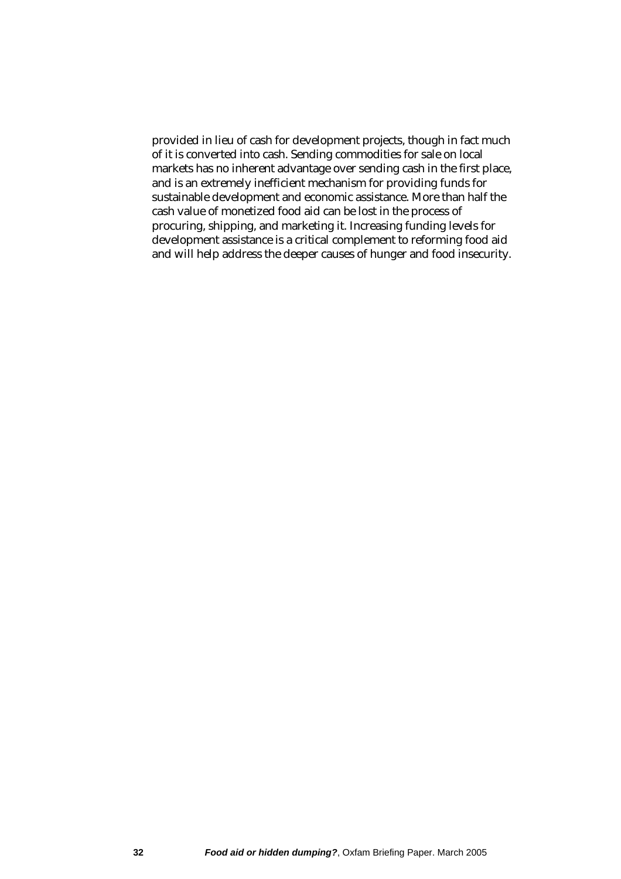provided in lieu of cash for development projects, though in fact much of it is converted into cash. Sending commodities for sale on local markets has no inherent advantage over sending cash in the first place, and is an extremely inefficient mechanism for providing funds for sustainable development and economic assistance. More than half the cash value of monetized food aid can be lost in the process of procuring, shipping, and marketing it. Increasing funding levels for development assistance is a critical complement to reforming food aid and will help address the deeper causes of hunger and food insecurity.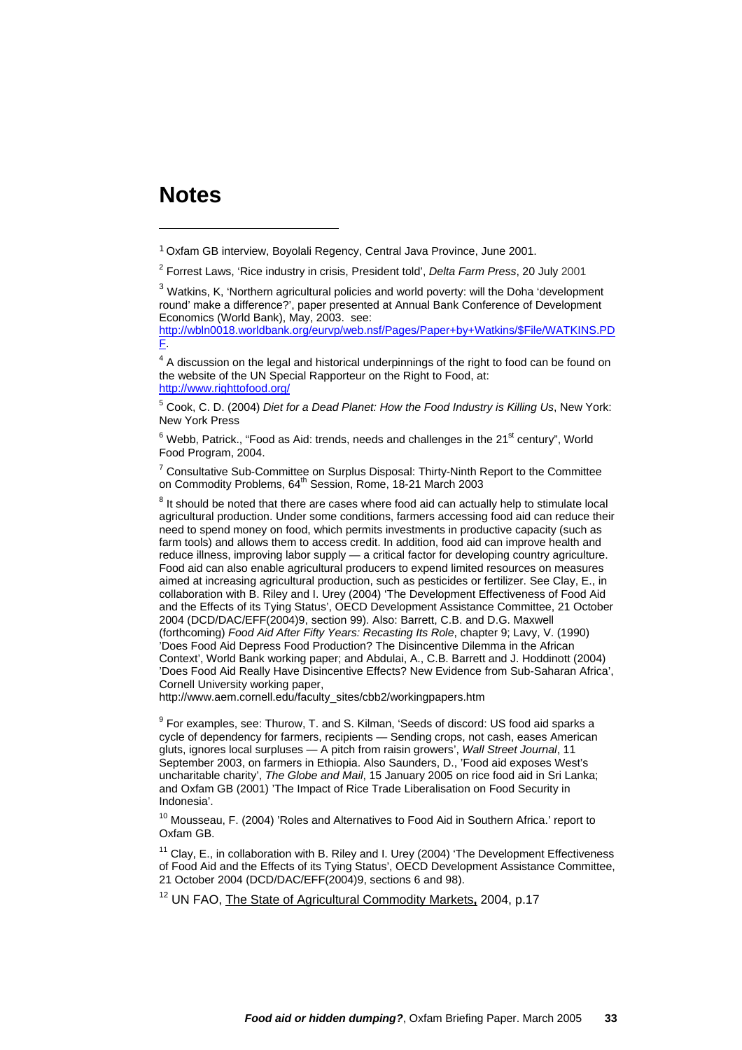# Notes

[1] Oxfam GB interview, Boyolali Regency, Central Java Province, June 2001.

[2] Forrest Laws, 'Rice industry in crisis, President told', *Delta Farm Press*, 20 July 2001

[3] Watkins, K, 'Northern agricultural policies and world poverty: will the Doha 'development round' make a difference?', paper presented at Annual Bank Conference of Development Economics (World Bank), May, 2003. see: http://wbln0018.worldbank.org/eurvp/web.nsf/Pages/Paper+by+Watkins/$File/WATKINS.PDF.

[4] A discussion on the legal and historical underpinnings of the right to food can be found on the website of the UN Special Rapporteur on the Right to Food, at: http://www.righttofood.org/

[5] Cook, C. D. (2004) *Diet for a Dead Planet: How the Food Industry is Killing Us*, New York: New York Press

[6] Webb, Patrick., "Food as Aid: trends, needs and challenges in the 21st century", World Food Program, 2004.

[7] Consultative Sub-Committee on Surplus Disposal: Thirty-Ninth Report to the Committee on Commodity Problems, 64th Session, Rome, 18-21 March 2003

[8] It should be noted that there are cases where food aid can actually help to stimulate local agricultural production. Under some conditions, farmers accessing food aid can reduce their need to spend money on food, which permits investments in productive capacity (such as farm tools) and allows them to access credit. In addition, food aid can improve health and reduce illness, improving labor supply — a critical factor for developing country agriculture. Food aid can also enable agricultural producers to expend limited resources on measures aimed at increasing agricultural production, such as pesticides or fertilizer. See Clay, E., in collaboration with B. Riley and I. Urey (2004) 'The Development Effectiveness of Food Aid and the Effects of its Tying Status', OECD Development Assistance Committee, 21 October 2004 (DCD/DAC/EFF(2004)9, section 99). Also: Barrett, C.B. and D.G. Maxwell (forthcoming) *Food Aid After Fifty Years: Recasting Its Role*, chapter 9; Lavy, V. (1990) 'Does Food Aid Depress Food Production? The Disincentive Dilemma in the African Context', World Bank working paper; and Abdulai, A., C.B. Barrett and J. Hoddinott (2004) 'Does Food Aid Really Have Disincentive Effects? New Evidence from Sub-Saharan Africa', Cornell University working paper, http://www.aem.cornell.edu/faculty_sites/cbb2/workingpapers.htm

[9] For examples, see: Thurow, T. and S. Kilman, 'Seeds of discord: US food aid sparks a cycle of dependency for farmers, recipients — Sending crops, not cash, eases American gluts, ignores local surpluses — A pitch from raisin growers', *Wall Street Journal*, 11 September 2003, on farmers in Ethiopia. Also Saunders, D., 'Food aid exposes West's uncharitable charity', *The Globe and Mail*, 15 January 2005 on rice food aid in Sri Lanka; and Oxfam GB (2001) 'The Impact of Rice Trade Liberalisation on Food Security in Indonesia'.

[10] Mousseau, F. (2004) 'Roles and Alternatives to Food Aid in Southern Africa.' report to Oxfam GB.

[11] Clay, E., in collaboration with B. Riley and I. Urey (2004) 'The Development Effectiveness of Food Aid and the Effects of its Tying Status', OECD Development Assistance Committee, 21 October 2004 (DCD/DAC/EFF(2004)9, sections 6 and 98).

[12] UN FAO, The State of Agricultural Commodity Markets, 2004, p.17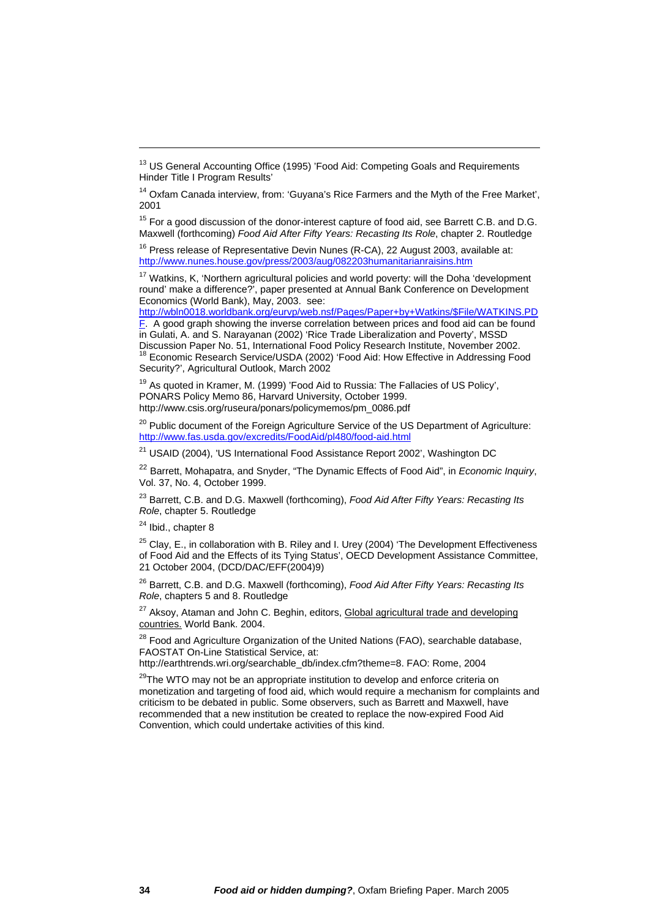[13] US General Accounting Office (1995) 'Food Aid: Competing Goals and Requirements Hinder Title I Program Results'

[14] Oxfam Canada interview, from: 'Guyana's Rice Farmers and the Myth of the Free Market', 2001

[15] For a good discussion of the donor-interest capture of food aid, see Barrett C.B. and D.G. Maxwell (forthcoming) *Food Aid After Fifty Years: Recasting Its Role*, chapter 2. Routledge

[16] Press release of Representative Devin Nunes (R-CA), 22 August 2003, available at: http://www.nunes.house.gov/press/2003/aug/082203humanitarianraisins.htm

[17] Watkins, K, 'Northern agricultural policies and world poverty: will the Doha 'development round' make a difference?', paper presented at Annual Bank Conference on Development Economics (World Bank), May, 2003. see: http://wbln0018.worldbank.org/eurvp/web.nsf/Pages/Paper+by+Watkins/$File/WATKINS.PDF. A good graph showing the inverse correlation between prices and food aid can be found in Gulati, A. and S. Narayanan (2002) 'Rice Trade Liberalization and Poverty', MSSD Discussion Paper No. 51, International Food Policy Research Institute, November 2002.

[18] Economic Research Service/USDA (2002) 'Food Aid: How Effective in Addressing Food Security?', Agricultural Outlook, March 2002

[19] As quoted in Kramer, M. (1999) 'Food Aid to Russia: The Fallacies of US Policy', PONARS Policy Memo 86, Harvard University, October 1999. http://www.csis.org/ruseura/ponars/policymemos/pm_0086.pdf

[20] Public document of the Foreign Agriculture Service of the US Department of Agriculture: http://www.fas.usda.gov/excredits/FoodAid/pl480/food-aid.html

[21] USAID (2004), 'US International Food Assistance Report 2002', Washington DC

[22] Barrett, Mohapatra, and Snyder, "The Dynamic Effects of Food Aid", in *Economic Inquiry*, Vol. 37, No. 4, October 1999.

[23] Barrett, C.B. and D.G. Maxwell (forthcoming), *Food Aid After Fifty Years: Recasting Its Role*, chapter 5. Routledge

[24] Ibid., chapter 8

[25] Clay, E., in collaboration with B. Riley and I. Urey (2004) 'The Development Effectiveness of Food Aid and the Effects of its Tying Status', OECD Development Assistance Committee, 21 October 2004, (DCD/DAC/EFF(2004)9)

[26] Barrett, C.B. and D.G. Maxwell (forthcoming), *Food Aid After Fifty Years: Recasting Its Role*, chapters 5 and 8. Routledge

[27] Aksoy, Ataman and John C. Beghin, editors, Global agricultural trade and developing countries. World Bank. 2004.

[28] Food and Agriculture Organization of the United Nations (FAO), searchable database, FAOSTAT On-Line Statistical Service, at: http://earthtrends.wri.org/searchable_db/index.cfm?theme=8. FAO: Rome, 2004

[29] The WTO may not be an appropriate institution to develop and enforce criteria on monetization and targeting of food aid, which would require a mechanism for complaints and criticism to be debated in public. Some observers, such as Barrett and Maxwell, have recommended that a new institution be created to replace the now-expired Food Aid Convention, which could undertake activities of this kind.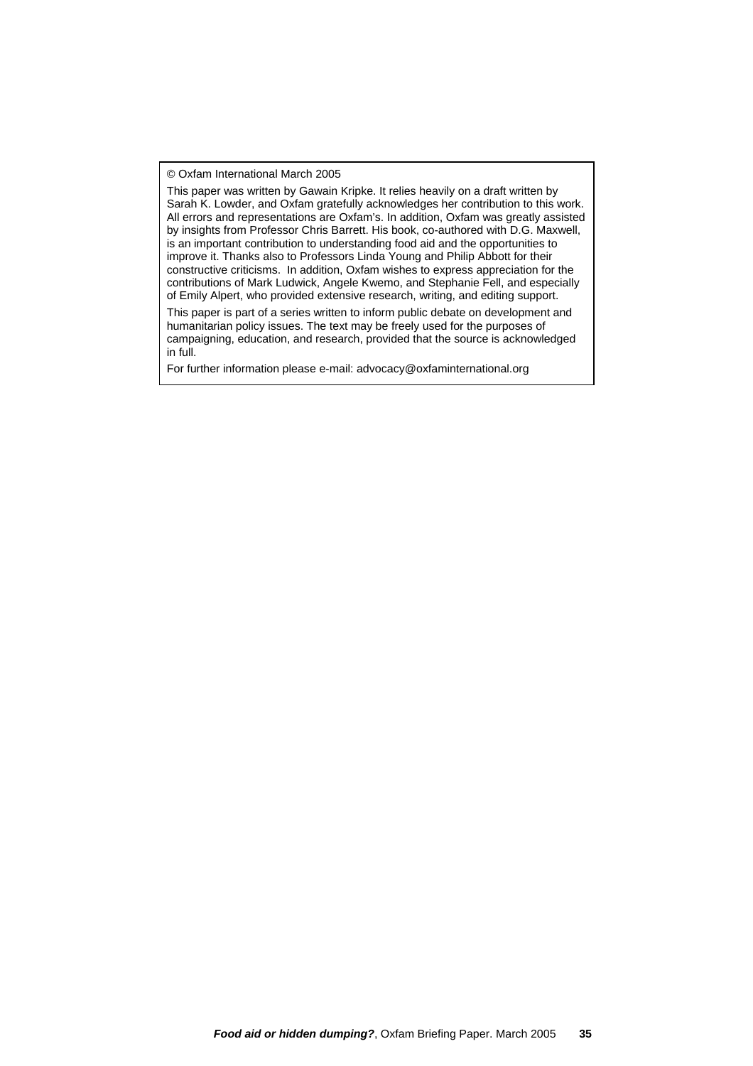© Oxfam International March 2005

This paper was written by Gawain Kripke. It relies heavily on a draft written by Sarah K. Lowder, and Oxfam gratefully acknowledges her contribution to this work. All errors and representations are Oxfam's. In addition, Oxfam was greatly assisted by insights from Professor Chris Barrett. His book, co-authored with D.G. Maxwell, is an important contribution to understanding food aid and the opportunities to improve it. Thanks also to Professors Linda Young and Philip Abbott for their constructive criticisms. In addition, Oxfam wishes to express appreciation for the contributions of Mark Ludwick, Angele Kwemo, and Stephanie Fell, and especially of Emily Alpert, who provided extensive research, writing, and editing support.

This paper is part of a series written to inform public debate on development and humanitarian policy issues. The text may be freely used for the purposes of campaigning, education, and research, provided that the source is acknowledged in full.

For further information please e-mail: advocacy@oxfaminternational.org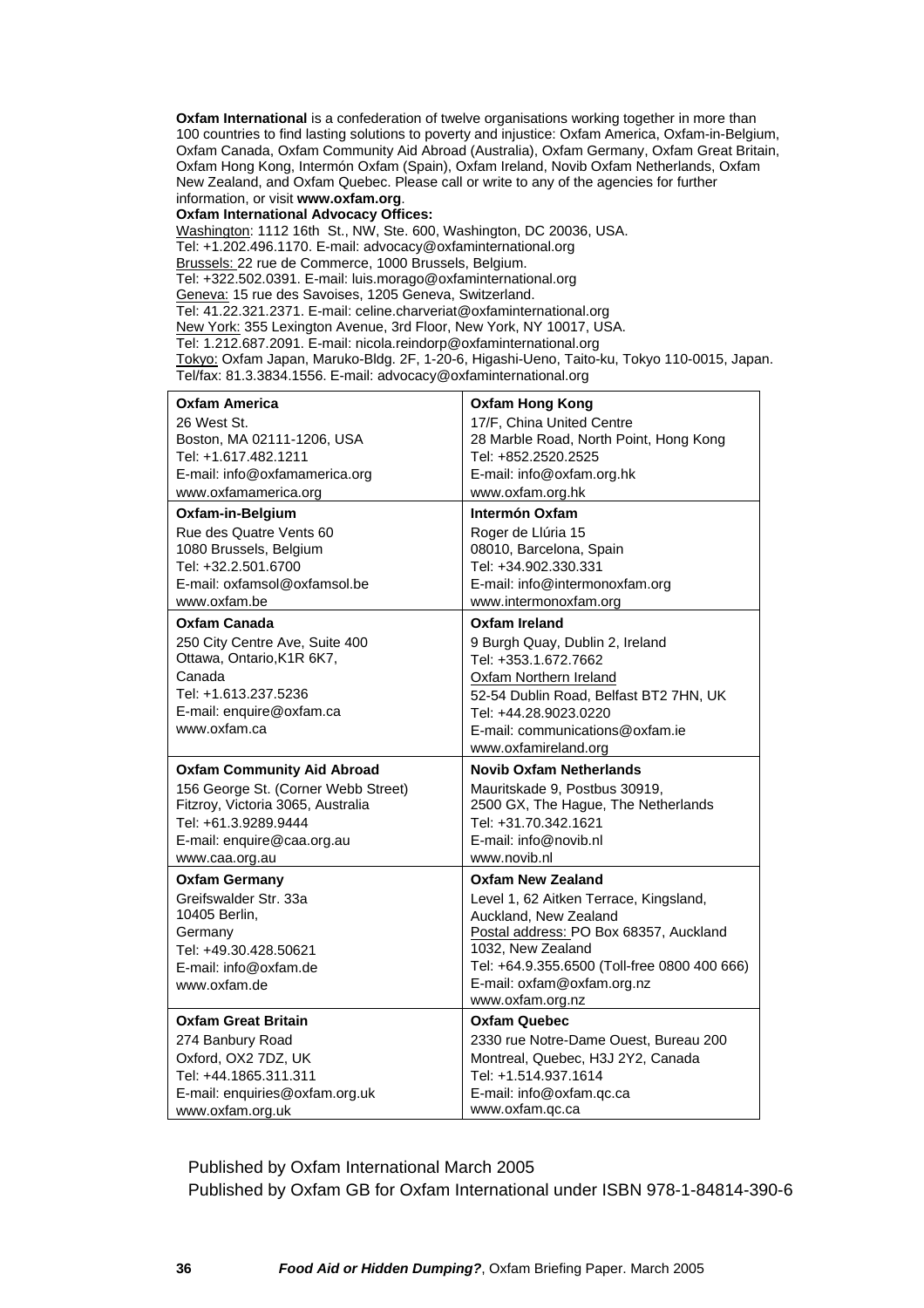**Oxfam International** is a confederation of twelve organisations working together in more than 100 countries to find lasting solutions to poverty and injustice: Oxfam America, Oxfam-in-Belgium, Oxfam Canada, Oxfam Community Aid Abroad (Australia), Oxfam Germany, Oxfam Great Britain, Oxfam Hong Kong, Intermón Oxfam (Spain), Oxfam Ireland, Novib Oxfam Netherlands, Oxfam New Zealand, and Oxfam Quebec. Please call or write to any of the agencies for further information, or visit **www.oxfam.org**.

**Oxfam International Advocacy Offices:**

Washington: 1112 16th St., NW, Ste. 600, Washington, DC 20036, USA.
Tel: +1.202.496.1170. E-mail: advocacy@oxfaminternational.org

Brussels: 22 rue de Commerce, 1000 Brussels, Belgium.
Tel: +322.502.0391. E-mail: luis.morago@oxfaminternational.org

Geneva: 15 rue des Savoises, 1205 Geneva, Switzerland.
Tel: 41.22.321.2371. E-mail: celine.charveriat@oxfaminternational.org

New York: 355 Lexington Avenue, 3rd Floor, New York, NY 10017, USA.
Tel: 1.212.687.2091. E-mail: nicola.reindorp@oxfaminternational.org

Tokyo: Oxfam Japan, Maruko-Bldg. 2F, 1-20-6, Higashi-Ueno, Taito-ku, Tokyo 110-0015, Japan.
Tel/fax: 81.3.3834.1556. E-mail: advocacy@oxfaminternational.org

| | |
|---|---|
| **Oxfam America**<br>26 West St.<br>Boston, MA 02111-1206, USA<br>Tel: +1.617.482.1211<br>E-mail: info@oxfamamerica.org<br>www.oxfamamerica.org | **Oxfam Hong Kong**<br>17/F, China United Centre<br>28 Marble Road, North Point, Hong Kong<br>Tel: +852.2520.2525<br>E-mail: info@oxfam.org.hk<br>www.oxfam.org.hk |
| **Oxfam-in-Belgium**<br>Rue des Quatre Vents 60<br>1080 Brussels, Belgium<br>Tel: +32.2.501.6700<br>E-mail: oxfamsol@oxfamsol.be<br>www.oxfam.be | **Intermón Oxfam**<br>Roger de Llúria 15<br>08010, Barcelona, Spain<br>Tel: +34.902.330.331<br>E-mail: info@intermonoxfam.org<br>www.intermonoxfam.org |
| **Oxfam Canada**<br>250 City Centre Ave, Suite 400<br>Ottawa, Ontario,K1R 6K7,<br>Canada<br>Tel: +1.613.237.5236<br>E-mail: enquire@oxfam.ca<br>www.oxfam.ca | **Oxfam Ireland**<br>9 Burgh Quay, Dublin 2, Ireland<br>Tel: +353.1.672.7662<br>Oxfam Northern Ireland<br>52-54 Dublin Road, Belfast BT2 7HN, UK<br>Tel: +44.28.9023.0220<br>E-mail: communications@oxfam.ie<br>www.oxfamireland.org |
| **Oxfam Community Aid Abroad**<br>156 George St. (Corner Webb Street)<br>Fitzroy, Victoria 3065, Australia<br>Tel: +61.3.9289.9444<br>E-mail: enquire@caa.org.au<br>www.caa.org.au | **Novib Oxfam Netherlands**<br>Mauritskade 9, Postbus 30919,<br>2500 GX, The Hague, The Netherlands<br>Tel: +31.70.342.1621<br>E-mail: info@novib.nl<br>www.novib.nl |
| **Oxfam Germany**<br>Greifswalder Str. 33a<br>10405 Berlin,<br>Germany<br>Tel: +49.30.428.50621<br>E-mail: info@oxfam.de<br>www.oxfam.de | **Oxfam New Zealand**<br>Level 1, 62 Aitken Terrace, Kingsland,<br>Auckland, New Zealand<br>Postal address: PO Box 68357, Auckland 1032, New Zealand<br>Tel: +64.9.355.6500 (Toll-free 0800 400 666)<br>E-mail: oxfam@oxfam.org.nz<br>www.oxfam.org.nz |
| **Oxfam Great Britain**<br>274 Banbury Road<br>Oxford, OX2 7DZ, UK<br>Tel: +44.1865.311.311<br>E-mail: enquiries@oxfam.org.uk<br>www.oxfam.org.uk | **Oxfam Quebec**<br>2330 rue Notre-Dame Ouest, Bureau 200<br>Montreal, Quebec, H3J 2Y2, Canada<br>Tel: +1.514.937.1614<br>E-mail: info@oxfam.qc.ca<br>www.oxfam.qc.ca |

Published by Oxfam International March 2005

Published by Oxfam GB for Oxfam International under ISBN 978-1-84814-390-6